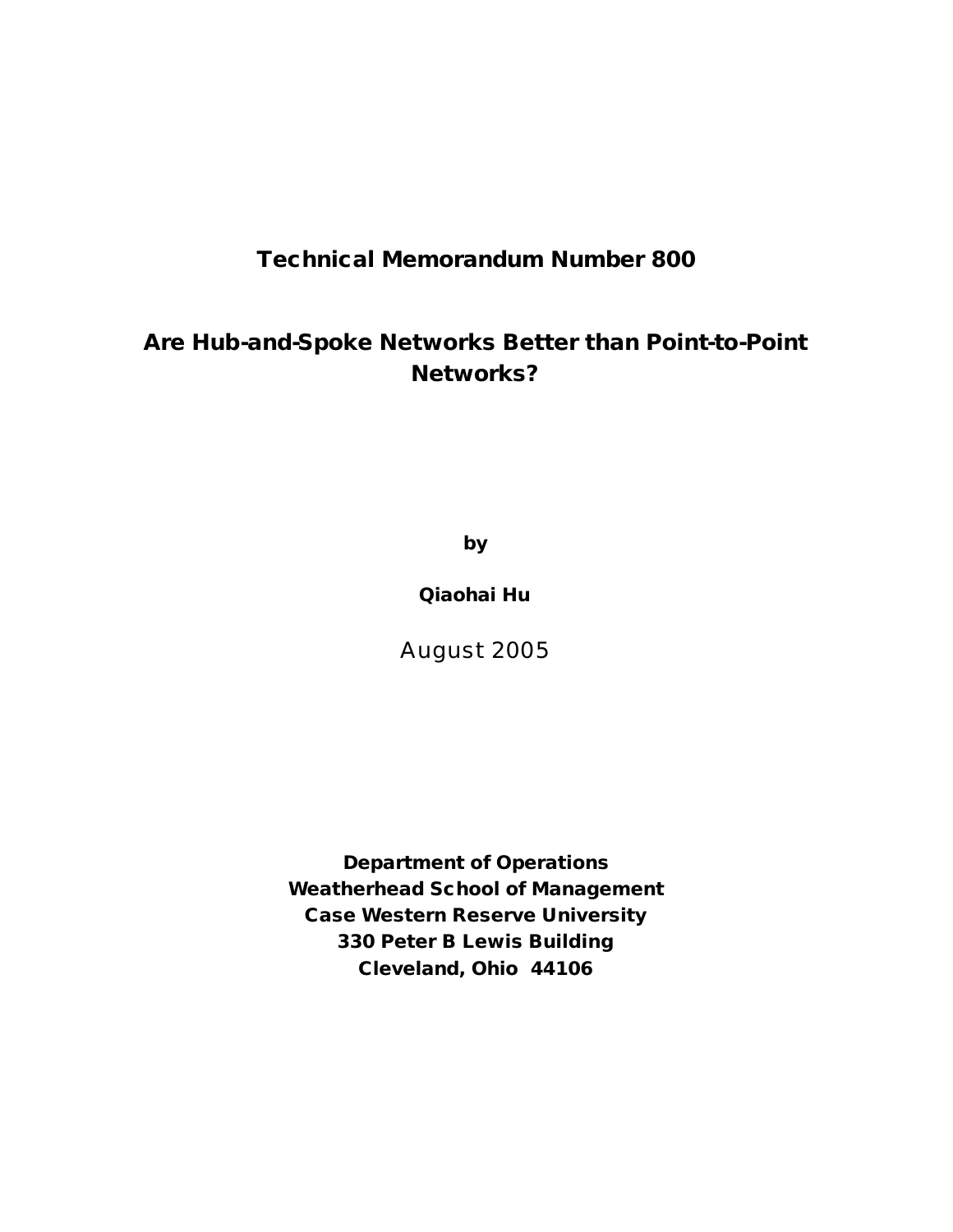**Technical Memorandum Number 800**

# Are Hub-and-Spoke Networks Better than Point-to-Point Networks?

**by**

**Qiaohai Hu**

August 2005

**Department of Operations**
**Weatherhead School of Management**
**Case Western Reserve University**
**330 Peter B Lewis Building**
**Cleveland, Ohio 44106**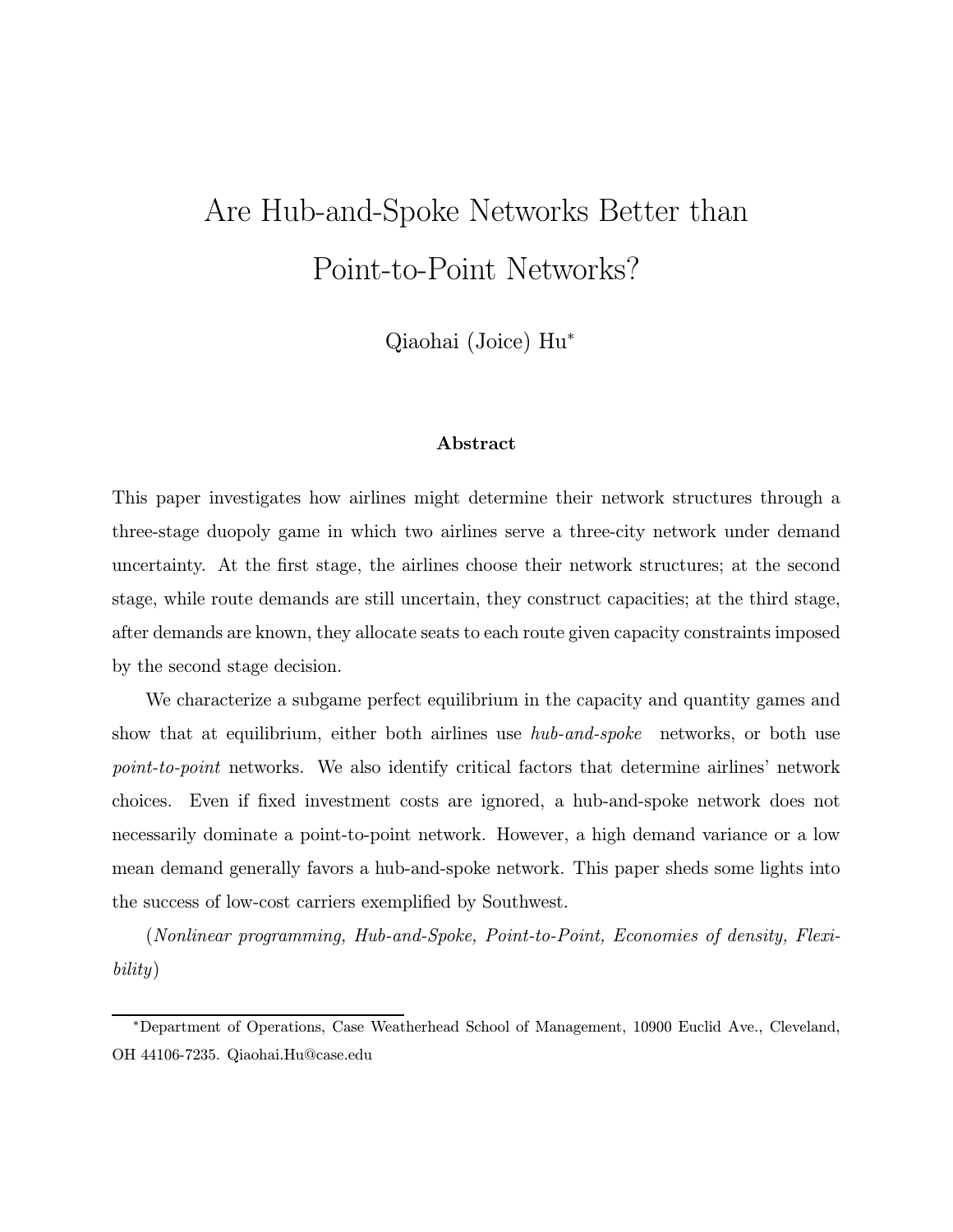# Are Hub-and-Spoke Networks Better than Point-to-Point Networks?

Qiaohai (Joice) Hu*

**Abstract**

This paper investigates how airlines might determine their network structures through a three-stage duopoly game in which two airlines serve a three-city network under demand uncertainty. At the first stage, the airlines choose their network structures; at the second stage, while route demands are still uncertain, they construct capacities; at the third stage, after demands are known, they allocate seats to each route given capacity constraints imposed by the second stage decision.

We characterize a subgame perfect equilibrium in the capacity and quantity games and show that at equilibrium, either both airlines use *hub-and-spoke* networks, or both use *point-to-point* networks. We also identify critical factors that determine airlines' network choices. Even if fixed investment costs are ignored, a hub-and-spoke network does not necessarily dominate a point-to-point network. However, a high demand variance or a low mean demand generally favors a hub-and-spoke network. This paper sheds some lights into the success of low-cost carriers exemplified by Southwest.

(*Nonlinear programming, Hub-and-Spoke, Point-to-Point, Economies of density, Flexibility*)

*Department of Operations, Case Weatherhead School of Management, 10900 Euclid Ave., Cleveland, OH 44106-7235. Qiaohai.Hu@case.edu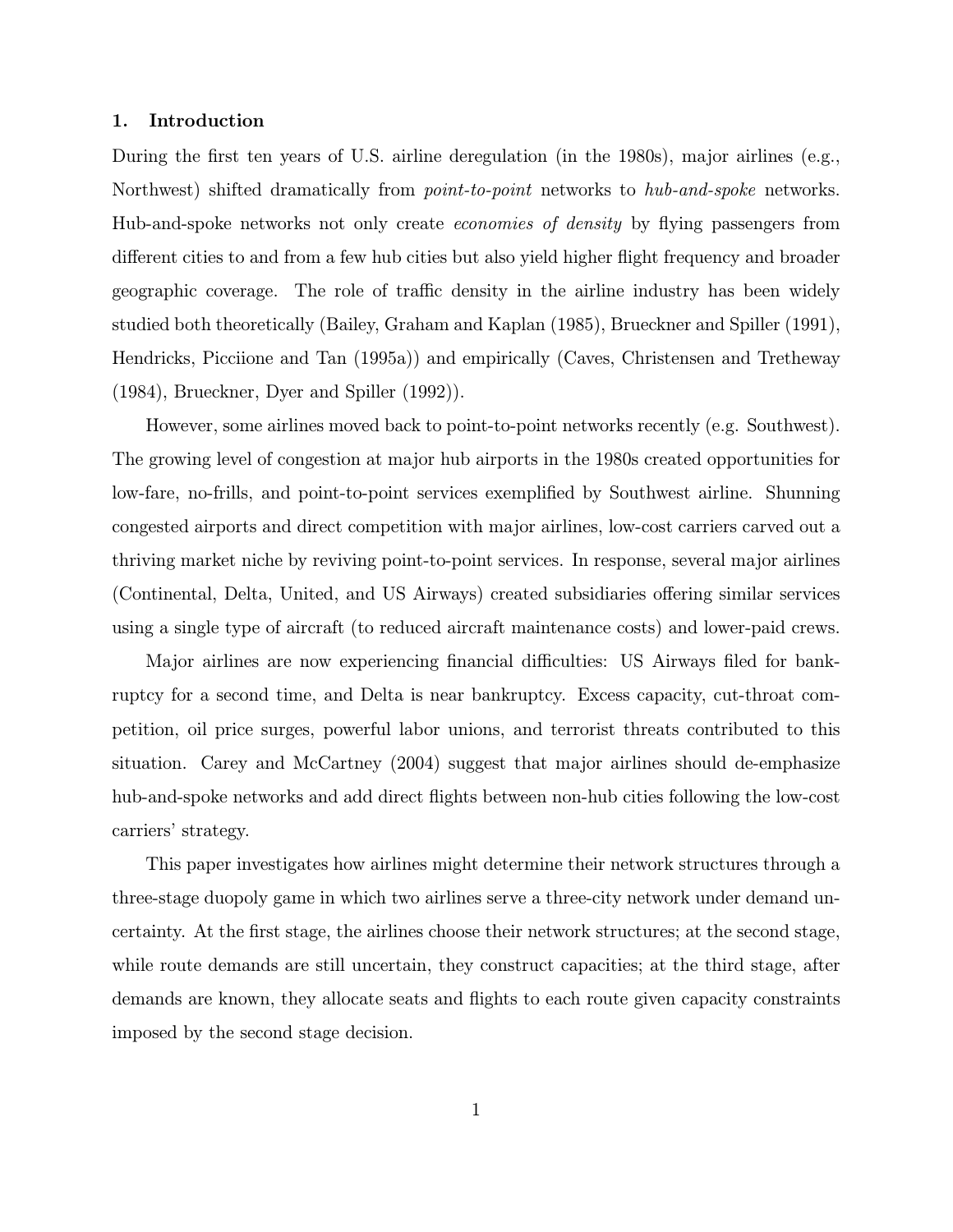## 1. Introduction

During the first ten years of U.S. airline deregulation (in the 1980s), major airlines (e.g., Northwest) shifted dramatically from *point-to-point* networks to *hub-and-spoke* networks. Hub-and-spoke networks not only create *economies of density* by flying passengers from different cities to and from a few hub cities but also yield higher flight frequency and broader geographic coverage. The role of traffic density in the airline industry has been widely studied both theoretically (Bailey, Graham and Kaplan (1985), Brueckner and Spiller (1991), Hendricks, Picciione and Tan (1995a)) and empirically (Caves, Christensen and Tretheway (1984), Brueckner, Dyer and Spiller (1992)).

However, some airlines moved back to point-to-point networks recently (e.g. Southwest). The growing level of congestion at major hub airports in the 1980s created opportunities for low-fare, no-frills, and point-to-point services exemplified by Southwest airline. Shunning congested airports and direct competition with major airlines, low-cost carriers carved out a thriving market niche by reviving point-to-point services. In response, several major airlines (Continental, Delta, United, and US Airways) created subsidiaries offering similar services using a single type of aircraft (to reduced aircraft maintenance costs) and lower-paid crews.

Major airlines are now experiencing financial difficulties: US Airways filed for bankruptcy for a second time, and Delta is near bankruptcy. Excess capacity, cut-throat competition, oil price surges, powerful labor unions, and terrorist threats contributed to this situation. Carey and McCartney (2004) suggest that major airlines should de-emphasize hub-and-spoke networks and add direct flights between non-hub cities following the low-cost carriers' strategy.

This paper investigates how airlines might determine their network structures through a three-stage duopoly game in which two airlines serve a three-city network under demand uncertainty. At the first stage, the airlines choose their network structures; at the second stage, while route demands are still uncertain, they construct capacities; at the third stage, after demands are known, they allocate seats and flights to each route given capacity constraints imposed by the second stage decision.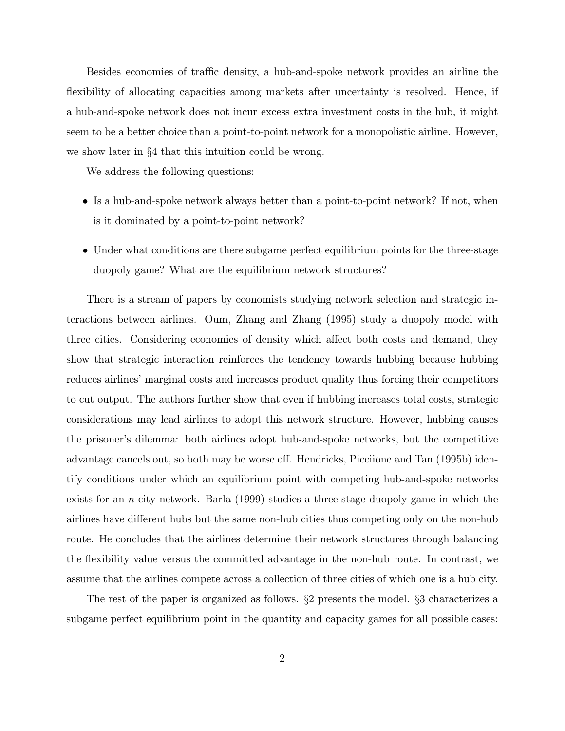Besides economies of traffic density, a hub-and-spoke network provides an airline the flexibility of allocating capacities among markets after uncertainty is resolved. Hence, if a hub-and-spoke network does not incur excess extra investment costs in the hub, it might seem to be a better choice than a point-to-point network for a monopolistic airline. However, we show later in §4 that this intuition could be wrong.

We address the following questions:

- Is a hub-and-spoke network always better than a point-to-point network? If not, when is it dominated by a point-to-point network?
- Under what conditions are there subgame perfect equilibrium points for the three-stage duopoly game? What are the equilibrium network structures?

There is a stream of papers by economists studying network selection and strategic interactions between airlines. Oum, Zhang and Zhang (1995) study a duopoly model with three cities. Considering economies of density which affect both costs and demand, they show that strategic interaction reinforces the tendency towards hubbing because hubbing reduces airlines' marginal costs and increases product quality thus forcing their competitors to cut output. The authors further show that even if hubbing increases total costs, strategic considerations may lead airlines to adopt this network structure. However, hubbing causes the prisoner's dilemma: both airlines adopt hub-and-spoke networks, but the competitive advantage cancels out, so both may be worse off. Hendricks, Picciione and Tan (1995b) identify conditions under which an equilibrium point with competing hub-and-spoke networks exists for an $n$-city network. Barla (1999) studies a three-stage duopoly game in which the airlines have different hubs but the same non-hub cities thus competing only on the non-hub route. He concludes that the airlines determine their network structures through balancing the flexibility value versus the committed advantage in the non-hub route. In contrast, we assume that the airlines compete across a collection of three cities of which one is a hub city.

The rest of the paper is organized as follows. §2 presents the model. §3 characterizes a subgame perfect equilibrium point in the quantity and capacity games for all possible cases: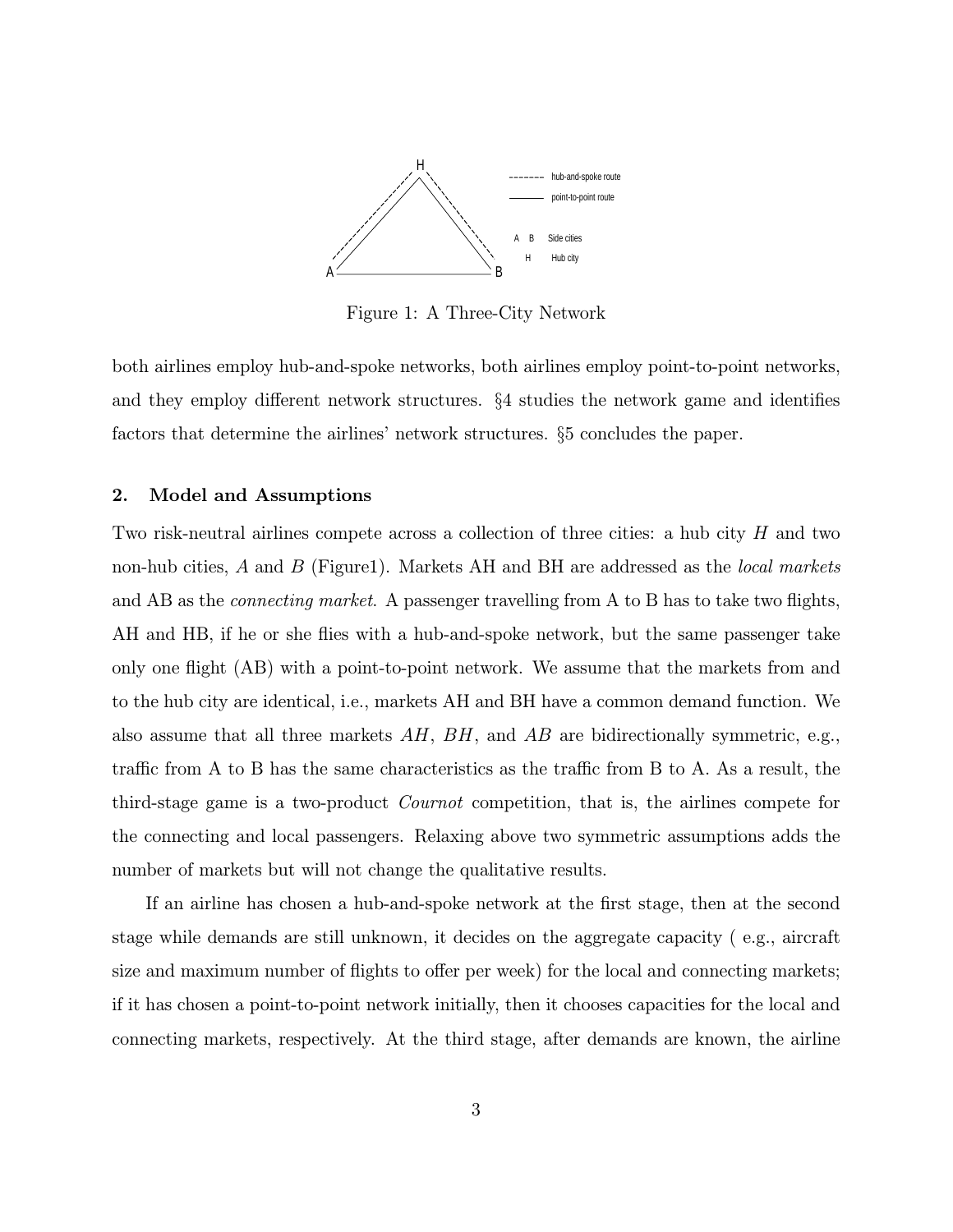Figure 1: A Three-City Network

both airlines employ hub-and-spoke networks, both airlines employ point-to-point networks, and they employ different network structures. §4 studies the network game and identifies factors that determine the airlines' network structures. §5 concludes the paper.

## 2. Model and Assumptions

Two risk-neutral airlines compete across a collection of three cities: a hub city $H$ and two non-hub cities, $A$ and $B$ (Figure1). Markets AH and BH are addressed as the *local markets* and AB as the *connecting market*. A passenger travelling from A to B has to take two flights, AH and HB, if he or she flies with a hub-and-spoke network, but the same passenger take only one flight (AB) with a point-to-point network. We assume that the markets from and to the hub city are identical, i.e., markets AH and BH have a common demand function. We also assume that all three markets $AH$, $BH$, and $AB$ are bidirectionally symmetric, e.g., traffic from A to B has the same characteristics as the traffic from B to A. As a result, the third-stage game is a two-product *Cournot* competition, that is, the airlines compete for the connecting and local passengers. Relaxing above two symmetric assumptions adds the number of markets but will not change the qualitative results.

If an airline has chosen a hub-and-spoke network at the first stage, then at the second stage while demands are still unknown, it decides on the aggregate capacity ( e.g., aircraft size and maximum number of flights to offer per week) for the local and connecting markets; if it has chosen a point-to-point network initially, then it chooses capacities for the local and connecting markets, respectively. At the third stage, after demands are known, the airline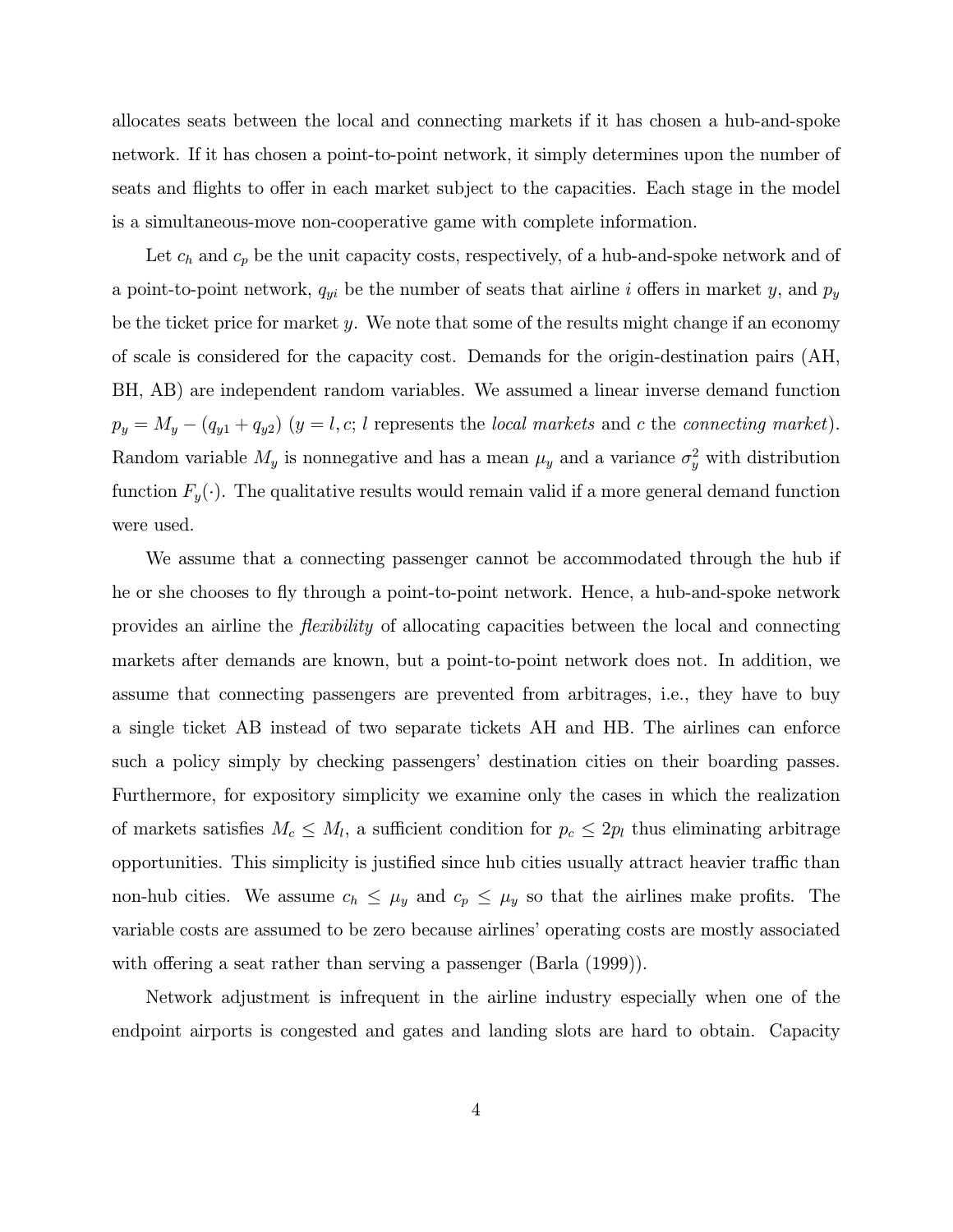allocates seats between the local and connecting markets if it has chosen a hub-and-spoke network. If it has chosen a point-to-point network, it simply determines upon the number of seats and flights to offer in each market subject to the capacities. Each stage in the model is a simultaneous-move non-cooperative game with complete information.

Let $c_h$ and $c_p$ be the unit capacity costs, respectively, of a hub-and-spoke network and of a point-to-point network, $q_{yi}$ be the number of seats that airline $i$ offers in market $y$, and $p_y$ be the ticket price for market $y$. We note that some of the results might change if an economy of scale is considered for the capacity cost. Demands for the origin-destination pairs (AH, BH, AB) are independent random variables. We assumed a linear inverse demand function $p_y = M_y - (q_{y1} + q_{y2})$ ($y = l, c$; $l$ represents the *local markets* and $c$ the *connecting market*). Random variable $M_y$ is nonnegative and has a mean $\mu_y$ and a variance $\sigma_y^2$ with distribution function $F_y(\cdot)$. The qualitative results would remain valid if a more general demand function were used.

We assume that a connecting passenger cannot be accommodated through the hub if he or she chooses to fly through a point-to-point network. Hence, a hub-and-spoke network provides an airline the *flexibility* of allocating capacities between the local and connecting markets after demands are known, but a point-to-point network does not. In addition, we assume that connecting passengers are prevented from arbitrages, i.e., they have to buy a single ticket AB instead of two separate tickets AH and HB. The airlines can enforce such a policy simply by checking passengers' destination cities on their boarding passes. Furthermore, for expository simplicity we examine only the cases in which the realization of markets satisfies $M_c \leq M_l$, a sufficient condition for $p_c \leq 2p_l$ thus eliminating arbitrage opportunities. This simplicity is justified since hub cities usually attract heavier traffic than non-hub cities. We assume $c_h \leq \mu_y$ and $c_p \leq \mu_y$ so that the airlines make profits. The variable costs are assumed to be zero because airlines' operating costs are mostly associated with offering a seat rather than serving a passenger (Barla (1999)).

Network adjustment is infrequent in the airline industry especially when one of the endpoint airports is congested and gates and landing slots are hard to obtain. Capacity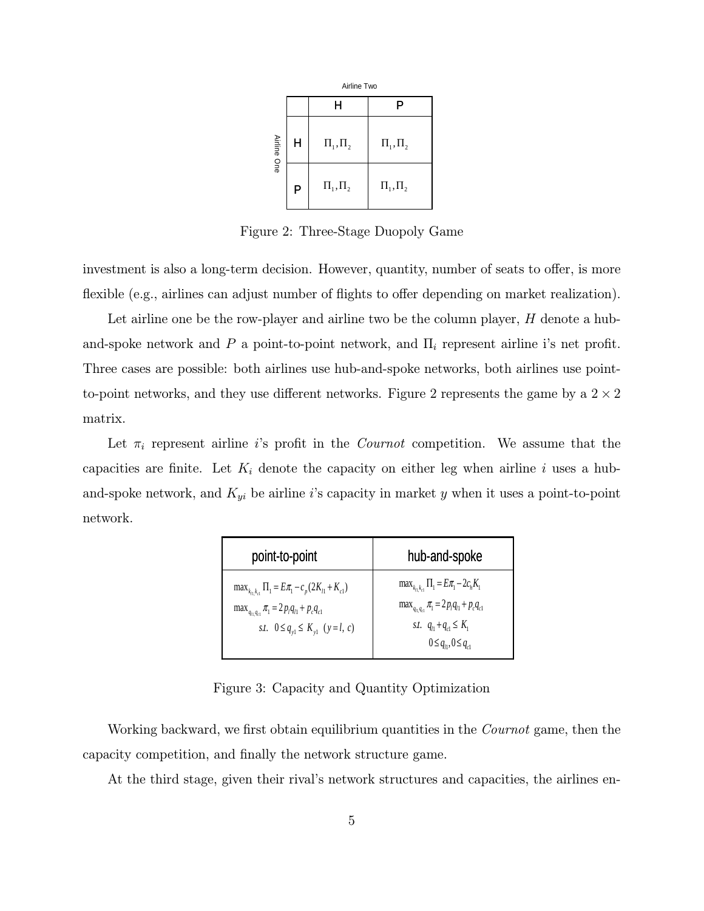|  | Airline Two |  |
|---|---|---|
| Airline One | H | P |
| H | $\Pi_1, \Pi_2$ | $\Pi_1, \Pi_2$ |
| P | $\Pi_1, \Pi_2$ | $\Pi_1, \Pi_2$ |

Figure 2: Three-Stage Duopoly Game

investment is also a long-term decision. However, quantity, number of seats to offer, is more flexible (e.g., airlines can adjust number of flights to offer depending on market realization).

Let airline one be the row-player and airline two be the column player, $H$ denote a hub-and-spoke network and $P$ a point-to-point network, and $\Pi_i$ represent airline i's net profit. Three cases are possible: both airlines use hub-and-spoke networks, both airlines use point-to-point networks, and they use different networks. Figure 2 represents the game by a $2 \times 2$ matrix.

Let $\pi_i$ represent airline $i$'s profit in the *Cournot* competition. We assume that the capacities are finite. Let $K_i$ denote the capacity on either leg when airline $i$ uses a hub-and-spoke network, and $K_{yi}$ be airline $i$'s capacity in market $y$ when it uses a point-to-point network.

| point-to-point | hub-and-spoke |
|---|---|
| $\max_{k_{l1},k_{c1}} \Pi_1 = E\pi_1 - c_p(2K_{l1} + K_{c1})$ <br> $\max_{q_{l1},q_{c1}} \pi_1 = 2p_l q_{l1} + p_c q_{c1}$ <br> $s.t.\;\; 0 \le q_{y1} \le K_{y1} \;\; (y = l,\, c)$ | $\max_{k_{l1},k_{c1}} \Pi_1 = E\pi_1 - 2c_h K_1$ <br> $\max_{q_{l1},q_{c1}} \pi_1 = 2p_l q_{l1} + p_c q_{c1}$ <br> $s.t.\;\; q_{l1} + q_{c1} \le K_1$ <br> $0 \le q_{l1}, 0 \le q_{c1}$ |

Figure 3: Capacity and Quantity Optimization

Working backward, we first obtain equilibrium quantities in the *Cournot* game, then the capacity competition, and finally the network structure game.

At the third stage, given their rival's network structures and capacities, the airlines en-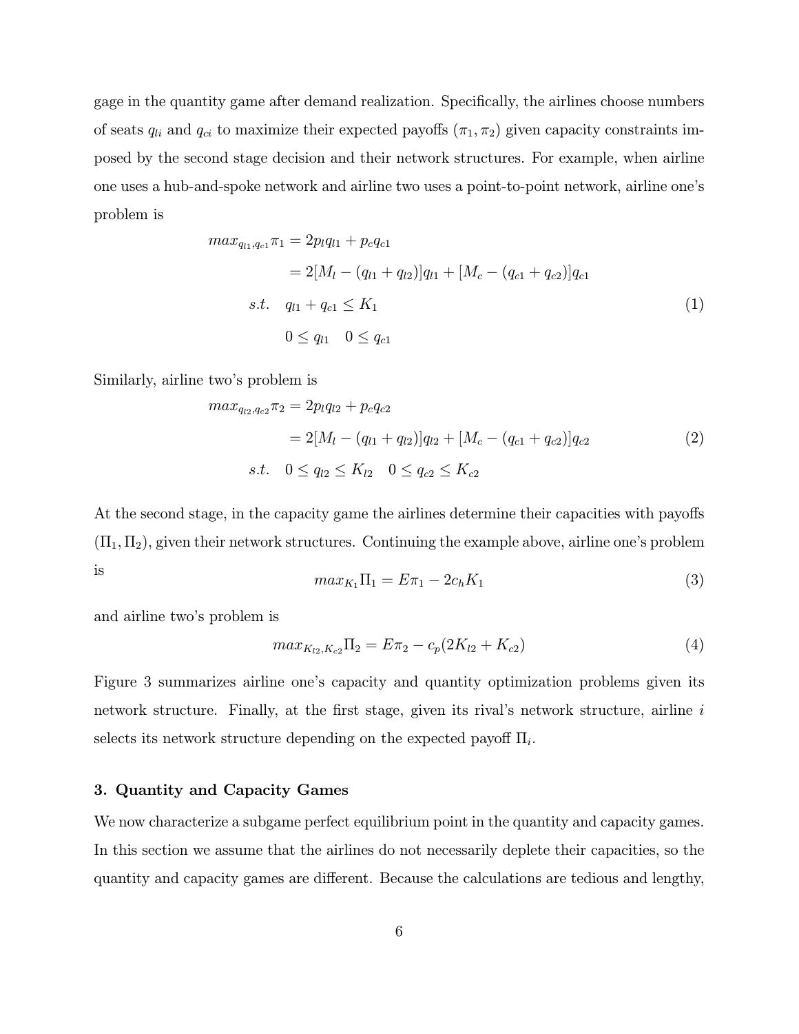gage in the quantity game after demand realization. Specifically, the airlines choose numbers of seats $q_{li}$ and $q_{ci}$ to maximize their expected payoffs $(\pi_1, \pi_2)$ given capacity constraints imposed by the second stage decision and their network structures. For example, when airline one uses a hub-and-spoke network and airline two uses a point-to-point network, airline one's problem is

$$
\begin{aligned}
max_{q_{l1},q_{c1}} \pi_1 &= 2p_l q_{l1} + p_c q_{c1} \\
&= 2[M_l - (q_{l1} + q_{l2})]q_{l1} + [M_c - (q_{c1} + q_{c2})]q_{c1} \\
s.t. \quad & q_{l1} + q_{c1} \leq K_1 \\
& 0 \leq q_{l1} \quad 0 \leq q_{c1}
\end{aligned}
\tag{1}
$$

Similarly, airline two's problem is

$$
\begin{aligned}
max_{q_{l2},q_{c2}} \pi_2 &= 2p_l q_{l2} + p_c q_{c2} \\
&= 2[M_l - (q_{l1} + q_{l2})]q_{l2} + [M_c - (q_{c1} + q_{c2})]q_{c2} \\
s.t. \quad & 0 \leq q_{l2} \leq K_{l2} \quad 0 \leq q_{c2} \leq K_{c2}
\end{aligned}
\tag{2}
$$

At the second stage, in the capacity game the airlines determine their capacities with payoffs $(\Pi_1, \Pi_2)$, given their network structures. Continuing the example above, airline one's problem is

$$
max_{K_1} \Pi_1 = E\pi_1 - 2c_h K_1 \tag{3}
$$

and airline two's problem is

$$
max_{K_{l2},K_{c2}} \Pi_2 = E\pi_2 - c_p(2K_{l2} + K_{c2}) \tag{4}
$$

Figure 3 summarizes airline one's capacity and quantity optimization problems given its network structure. Finally, at the first stage, given its rival's network structure, airline $i$ selects its network structure depending on the expected payoff $\Pi_i$.

### 3. Quantity and Capacity Games

We now characterize a subgame perfect equilibrium point in the quantity and capacity games. In this section we assume that the airlines do not necessarily deplete their capacities, so the quantity and capacity games are different. Because the calculations are tedious and lengthy,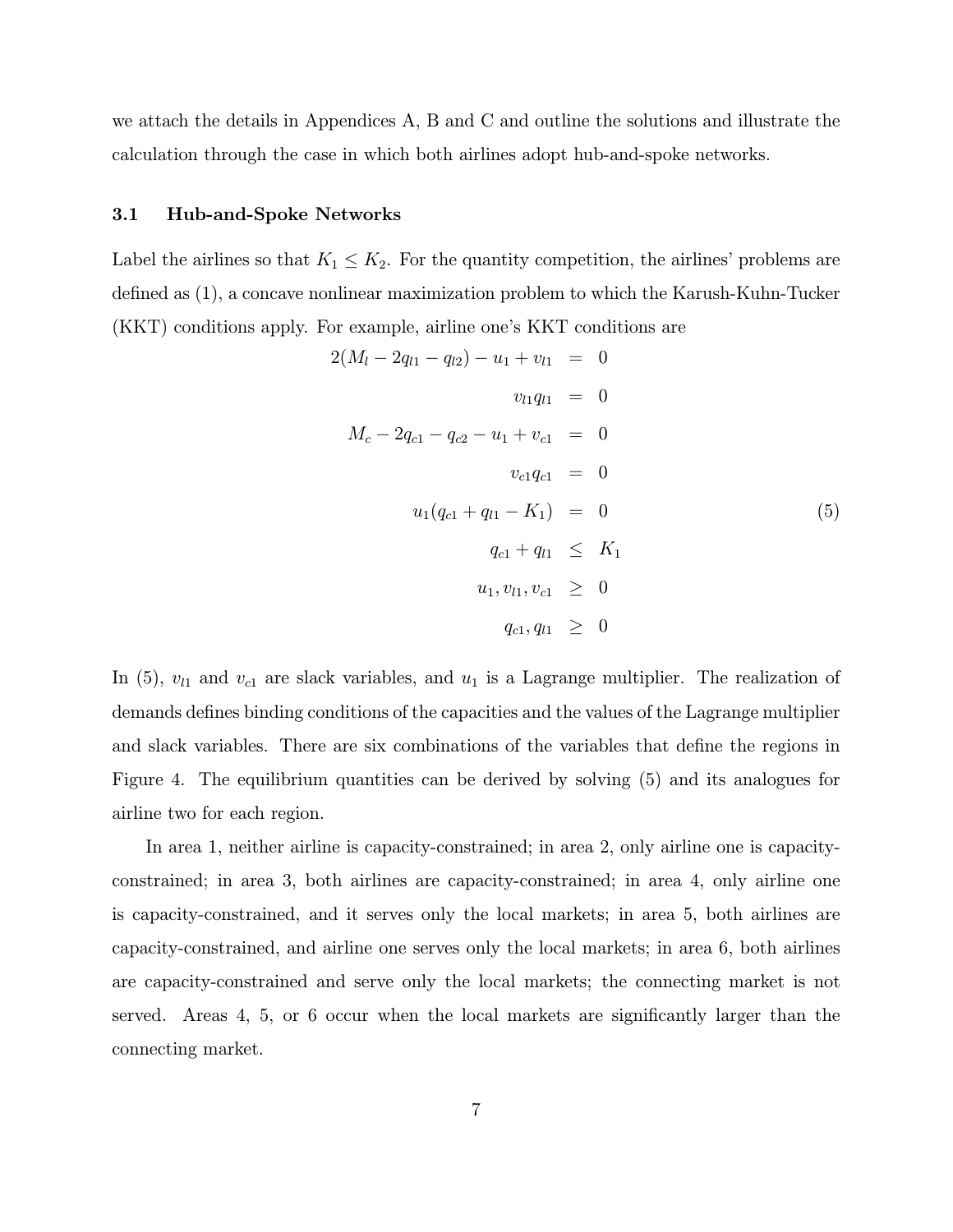we attach the details in Appendices A, B and C and outline the solutions and illustrate the calculation through the case in which both airlines adopt hub-and-spoke networks.

### 3.1 Hub-and-Spoke Networks

Label the airlines so that $K_1 \leq K_2$. For the quantity competition, the airlines' problems are defined as (1), a concave nonlinear maximization problem to which the Karush-Kuhn-Tucker (KKT) conditions apply. For example, airline one's KKT conditions are

$$
\begin{aligned}
2(M_l - 2q_{l1} - q_{l2}) - u_1 + v_{l1} &= 0 \\
v_{l1} q_{l1} &= 0 \\
M_c - 2q_{c1} - q_{c2} - u_1 + v_{c1} &= 0 \\
v_{c1} q_{c1} &= 0 \\
u_1(q_{c1} + q_{l1} - K_1) &= 0 \\
q_{c1} + q_{l1} &\leq K_1 \\
u_1, v_{l1}, v_{c1} &\geq 0 \\
q_{c1}, q_{l1} &\geq 0
\end{aligned}
\tag{5}
$$

In (5), $v_{l1}$ and $v_{c1}$ are slack variables, and $u_1$ is a Lagrange multiplier. The realization of demands defines binding conditions of the capacities and the values of the Lagrange multiplier and slack variables. There are six combinations of the variables that define the regions in Figure 4. The equilibrium quantities can be derived by solving (5) and its analogues for airline two for each region.

In area 1, neither airline is capacity-constrained; in area 2, only airline one is capacity-constrained; in area 3, both airlines are capacity-constrained; in area 4, only airline one is capacity-constrained, and it serves only the local markets; in area 5, both airlines are capacity-constrained, and airline one serves only the local markets; in area 6, both airlines are capacity-constrained and serve only the local markets; the connecting market is not served. Areas 4, 5, or 6 occur when the local markets are significantly larger than the connecting market.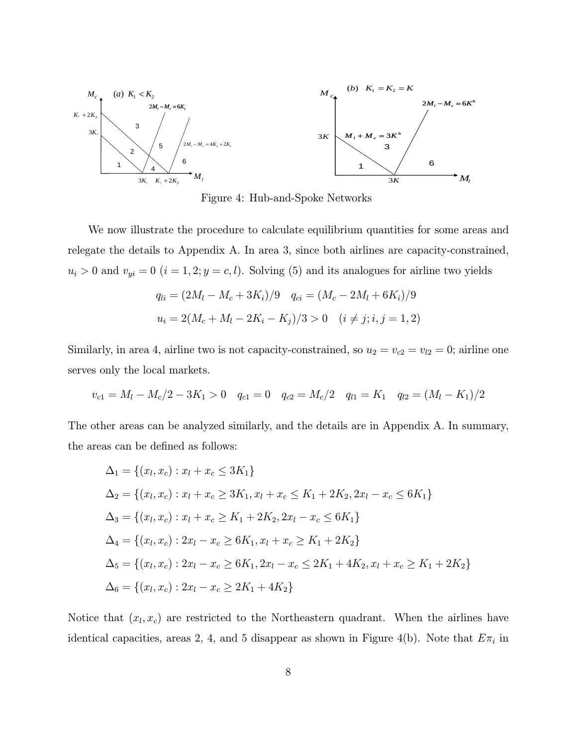Figure 4: Hub-and-Spoke Networks

We now illustrate the procedure to calculate equilibrium quantities for some areas and relegate the details to Appendix A. In area 3, since both airlines are capacity-constrained, $u_i > 0$ and $v_{yi} = 0$ $(i = 1, 2; y = c, l)$. Solving (5) and its analogues for airline two yields

$$q_{li} = (2M_l - M_c + 3K_i)/9 \quad q_{ci} = (M_c - 2M_l + 6K_i)/9$$

$$u_i = 2(M_c + M_l - 2K_i - K_j)/3 > 0 \quad (i \neq j; i, j = 1, 2)$$

Similarly, in area 4, airline two is not capacity-constrained, so $u_2 = v_{c2} = v_{l2} = 0$; airline one serves only the local markets.

$$v_{c1} = M_l - M_c/2 - 3K_1 > 0 \quad q_{c1} = 0 \quad q_{c2} = M_c/2 \quad q_{l1} = K_1 \quad q_{l2} = (M_l - K_1)/2$$

The other areas can be analyzed similarly, and the details are in Appendix A. In summary, the areas can be defined as follows:

$$\Delta_1 = \{(x_l, x_c) : x_l + x_c \leq 3K_1\}$$

$$\Delta_2 = \{(x_l, x_c) : x_l + x_c \geq 3K_1, x_l + x_c \leq K_1 + 2K_2, 2x_l - x_c \leq 6K_1\}$$

$$\Delta_3 = \{(x_l, x_c) : x_l + x_c \geq K_1 + 2K_2, 2x_l - x_c \leq 6K_1\}$$

$$\Delta_4 = \{(x_l, x_c) : 2x_l - x_c \geq 6K_1, x_l + x_c \geq K_1 + 2K_2\}$$

$$\Delta_5 = \{(x_l, x_c) : 2x_l - x_c \geq 6K_1, 2x_l - x_c \leq 2K_1 + 4K_2, x_l + x_c \geq K_1 + 2K_2\}$$

$$\Delta_6 = \{(x_l, x_c) : 2x_l - x_c \geq 2K_1 + 4K_2\}$$

Notice that $(x_l, x_c)$ are restricted to the Northeastern quadrant. When the airlines have identical capacities, areas 2, 4, and 5 disappear as shown in Figure 4(b). Note that $E\pi_i$ in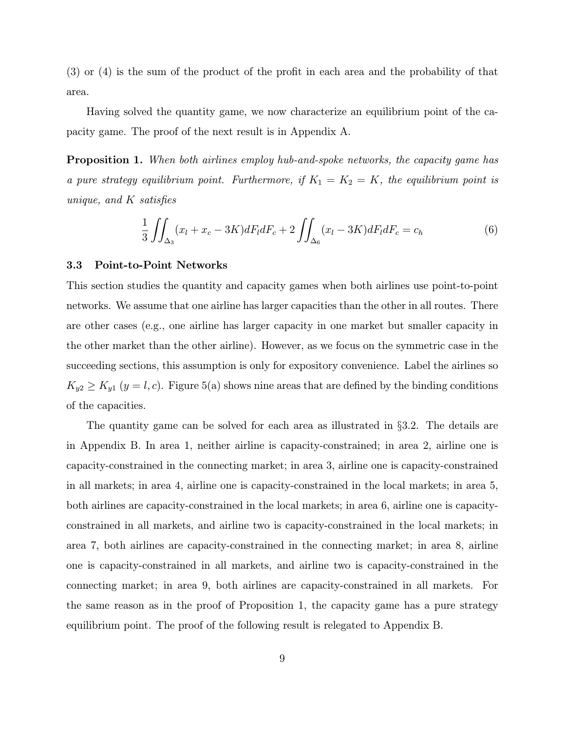(3) or (4) is the sum of the product of the profit in each area and the probability of that area.

Having solved the quantity game, we now characterize an equilibrium point of the capacity game. The proof of the next result is in Appendix A.

**Proposition 1.** *When both airlines employ hub-and-spoke networks, the capacity game has a pure strategy equilibrium point. Furthermore, if $K_1 = K_2 = K$, the equilibrium point is unique, and $K$ satisfies*

$$\frac{1}{3}\iint_{\Delta_3}(x_l + x_c - 3K)dF_l dF_c + 2\iint_{\Delta_6}(x_l - 3K)dF_l dF_c = c_h \tag{6}$$

### 3.3 Point-to-Point Networks

This section studies the quantity and capacity games when both airlines use point-to-point networks. We assume that one airline has larger capacities than the other in all routes. There are other cases (e.g., one airline has larger capacity in one market but smaller capacity in the other market than the other airline). However, as we focus on the symmetric case in the succeeding sections, this assumption is only for expository convenience. Label the airlines so $K_{y2} \geq K_{y1}$ $(y = l, c)$. Figure 5(a) shows nine areas that are defined by the binding conditions of the capacities.

The quantity game can be solved for each area as illustrated in §3.2. The details are in Appendix B. In area 1, neither airline is capacity-constrained; in area 2, airline one is capacity-constrained in the connecting market; in area 3, airline one is capacity-constrained in all markets; in area 4, airline one is capacity-constrained in the local markets; in area 5, both airlines are capacity-constrained in the local markets; in area 6, airline one is capacity-constrained in all markets, and airline two is capacity-constrained in the local markets; in area 7, both airlines are capacity-constrained in the connecting market; in area 8, airline one is capacity-constrained in all markets, and airline two is capacity-constrained in the connecting market; in area 9, both airlines are capacity-constrained in all markets. For the same reason as in the proof of Proposition 1, the capacity game has a pure strategy equilibrium point. The proof of the following result is relegated to Appendix B.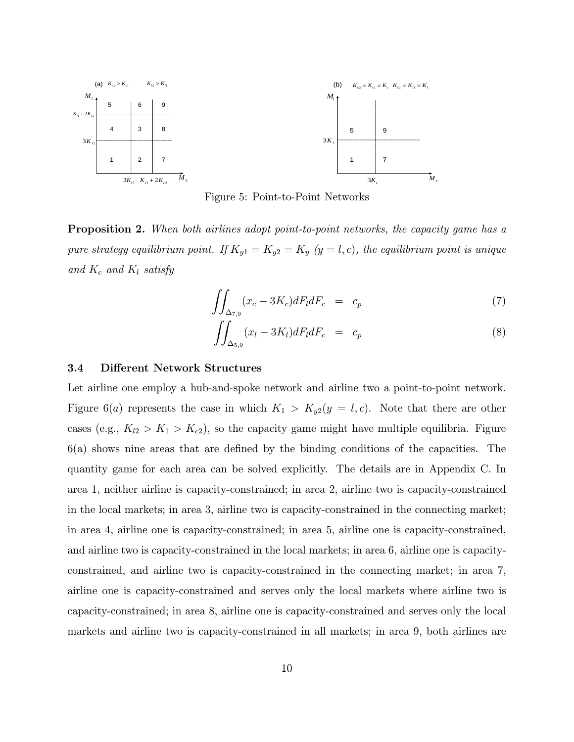Figure 5: Point-to-Point Networks

**Proposition 2.** *When both airlines adopt point-to-point networks, the capacity game has a pure strategy equilibrium point. If $K_{y1} = K_{y2} = K_y$ $(y = l, c)$, the equilibrium point is unique and $K_c$ and $K_l$ satisfy*

$$\iint_{\Delta_{7,9}} (x_c - 3K_c) dF_l dF_c = c_p \tag{7}$$

$$\iint_{\Delta_{5,9}} (x_l - 3K_l) dF_l dF_c = c_p \tag{8}$$

### 3.4 Different Network Structures

Let airline one employ a hub-and-spoke network and airline two a point-to-point network. Figure 6$(a)$ represents the case in which $K_1 > K_{y2} (y = l, c)$. Note that there are other cases (e.g., $K_{l2} > K_1 > K_{c2}$), so the capacity game might have multiple equilibria. Figure 6(a) shows nine areas that are defined by the binding conditions of the capacities. The quantity game for each area can be solved explicitly. The details are in Appendix C. In area 1, neither airline is capacity-constrained; in area 2, airline two is capacity-constrained in the local markets; in area 3, airline two is capacity-constrained in the connecting market; in area 4, airline one is capacity-constrained; in area 5, airline one is capacity-constrained, and airline two is capacity-constrained in the local markets; in area 6, airline one is capacity-constrained, and airline two is capacity-constrained in the connecting market; in area 7, airline one is capacity-constrained and serves only the local markets where airline two is capacity-constrained; in area 8, airline one is capacity-constrained and serves only the local markets and airline two is capacity-constrained in all markets; in area 9, both airlines are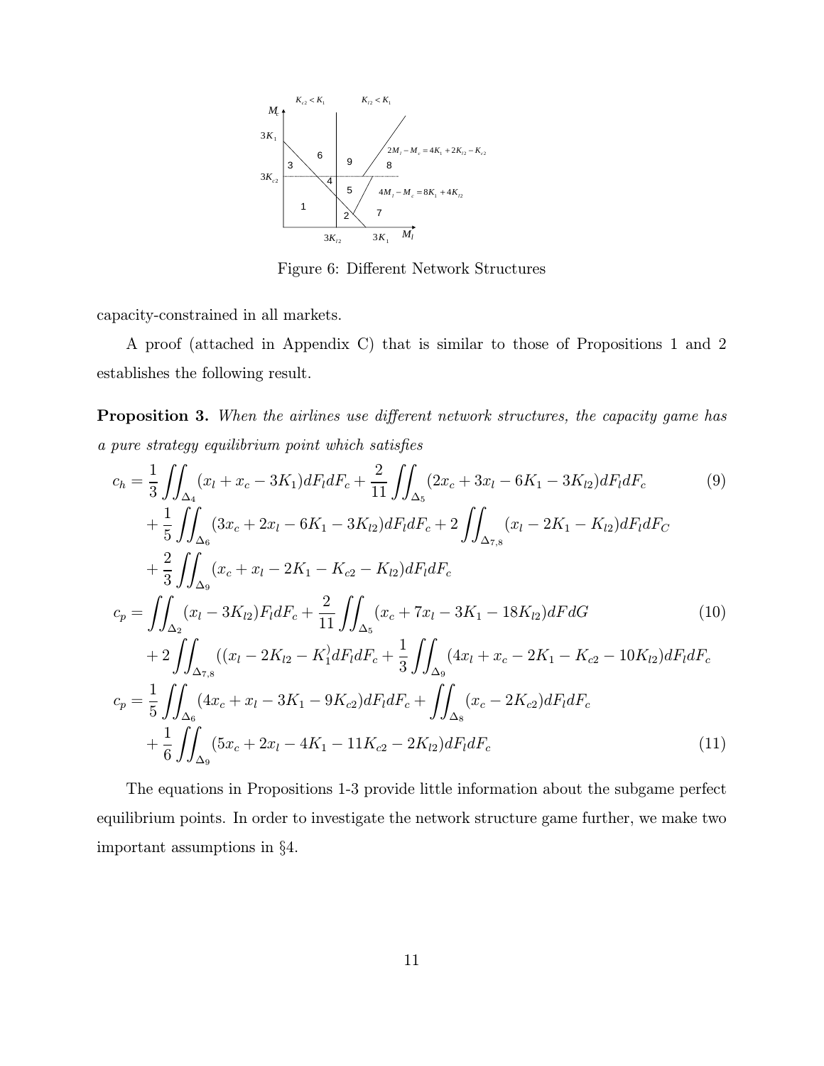Figure 6: Different Network Structures

capacity-constrained in all markets.

A proof (attached in Appendix C) that is similar to those of Propositions 1 and 2 establishes the following result.

**Proposition 3.** *When the airlines use different network structures, the capacity game has a pure strategy equilibrium point which satisfies*

$$
\begin{aligned}
c_h = & \frac{1}{3}\iint_{\Delta_4}(x_l + x_c - 3K_1)dF_l dF_c + \frac{2}{11}\iint_{\Delta_5}(2x_c + 3x_l - 6K_1 - 3K_{l2})dF_l dF_c \\
& + \frac{1}{5}\iint_{\Delta_6}(3x_c + 2x_l - 6K_1 - 3K_{l2})dF_l dF_c + 2\iint_{\Delta_{7,8}}(x_l - 2K_1 - K_{l2})dF_l dF_C \\
& + \frac{2}{3}\iint_{\Delta_9}(x_c + x_l - 2K_1 - K_{c2} - K_{l2})dF_l dF_c
\end{aligned} \tag{9}
$$

$$
\begin{aligned}
c_p = & \iint_{\Delta_2}(x_l - 3K_{l2})F_l dF_c + \frac{2}{11}\iint_{\Delta_5}(x_c + 7x_l - 3K_1 - 18K_{l2})dFdG \\
& + 2\iint_{\Delta_{7,8}}((x_l - 2K_{l2} - K_1^{)}dF_l dF_c + \frac{1}{3}\iint_{\Delta_9}(4x_l + x_c - 2K_1 - K_{c2} - 10K_{l2})dF_l dF_c
\end{aligned} \tag{10}
$$

$$
\begin{aligned}
c_p = & \frac{1}{5}\iint_{\Delta_6}(4x_c + x_l - 3K_1 - 9K_{c2})dF_l dF_c + \iint_{\Delta_8}(x_c - 2K_{c2})dF_l dF_c \\
& + \frac{1}{6}\iint_{\Delta_9}(5x_c + 2x_l - 4K_1 - 11K_{c2} - 2K_{l2})dF_l dF_c
\end{aligned} \tag{11}
$$

The equations in Propositions 1-3 provide little information about the subgame perfect equilibrium points. In order to investigate the network structure game further, we make two important assumptions in §4.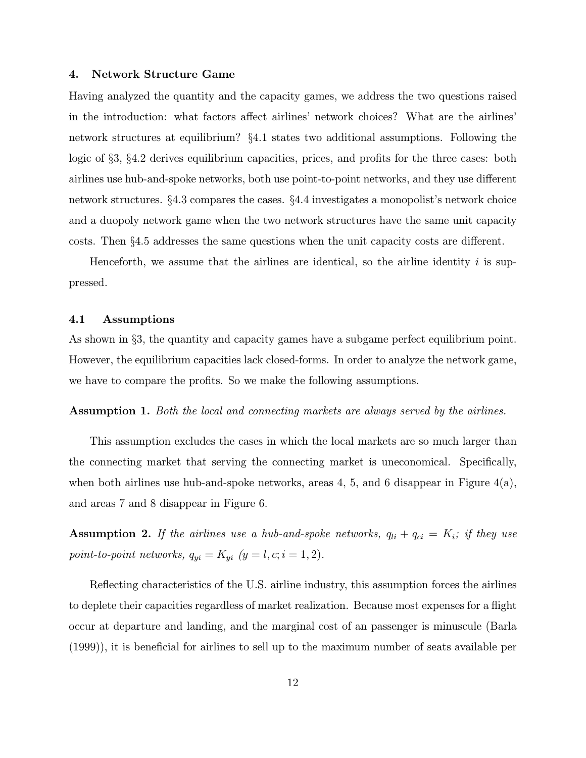## 4. Network Structure Game

Having analyzed the quantity and the capacity games, we address the two questions raised in the introduction: what factors affect airlines' network choices? What are the airlines' network structures at equilibrium? §4.1 states two additional assumptions. Following the logic of §3, §4.2 derives equilibrium capacities, prices, and profits for the three cases: both airlines use hub-and-spoke networks, both use point-to-point networks, and they use different network structures. §4.3 compares the cases. §4.4 investigates a monopolist's network choice and a duopoly network game when the two network structures have the same unit capacity costs. Then §4.5 addresses the same questions when the unit capacity costs are different.

Henceforth, we assume that the airlines are identical, so the airline identity $i$ is suppressed.

### 4.1 Assumptions

As shown in §3, the quantity and capacity games have a subgame perfect equilibrium point. However, the equilibrium capacities lack closed-forms. In order to analyze the network game, we have to compare the profits. So we make the following assumptions.

**Assumption 1.** *Both the local and connecting markets are always served by the airlines.*

This assumption excludes the cases in which the local markets are so much larger than the connecting market that serving the connecting market is uneconomical. Specifically, when both airlines use hub-and-spoke networks, areas 4, 5, and 6 disappear in Figure 4(a), and areas 7 and 8 disappear in Figure 6.

**Assumption 2.** *If the airlines use a hub-and-spoke networks, $q_{li} + q_{ci} = K_i$; if they use point-to-point networks, $q_{yi} = K_{yi}$ $(y = l, c; i = 1, 2)$.*

Reflecting characteristics of the U.S. airline industry, this assumption forces the airlines to deplete their capacities regardless of market realization. Because most expenses for a flight occur at departure and landing, and the marginal cost of an passenger is minuscule (Barla (1999)), it is beneficial for airlines to sell up to the maximum number of seats available per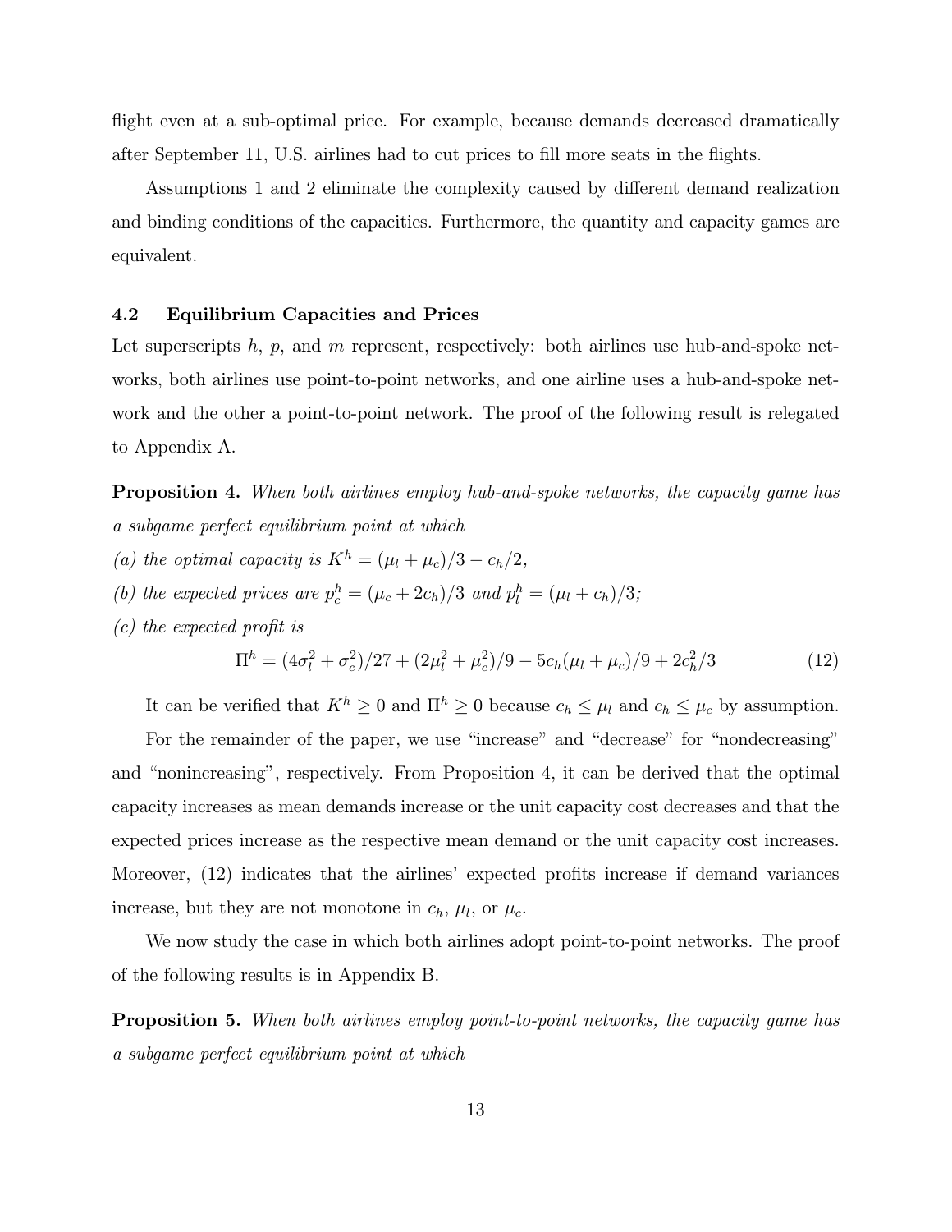flight even at a sub-optimal price. For example, because demands decreased dramatically after September 11, U.S. airlines had to cut prices to fill more seats in the flights.

Assumptions 1 and 2 eliminate the complexity caused by different demand realization and binding conditions of the capacities. Furthermore, the quantity and capacity games are equivalent.

### 4.2 Equilibrium Capacities and Prices

Let superscripts $h$, $p$, and $m$ represent, respectively: both airlines use hub-and-spoke networks, both airlines use point-to-point networks, and one airline uses a hub-and-spoke network and the other a point-to-point network. The proof of the following result is relegated to Appendix A.

**Proposition 4.** *When both airlines employ hub-and-spoke networks, the capacity game has a subgame perfect equilibrium point at which*

*(a) the optimal capacity is* $K^h = (\mu_l + \mu_c)/3 - c_h/2$,

*(b) the expected prices are* $p_c^h = (\mu_c + 2c_h)/3$ *and* $p_l^h = (\mu_l + c_h)/3$;

*(c) the expected profit is*

$$\Pi^h = (4\sigma_l^2 + \sigma_c^2)/27 + (2\mu_l^2 + \mu_c^2)/9 - 5c_h(\mu_l + \mu_c)/9 + 2c_h^2/3 \tag{12}$$

It can be verified that $K^h \geq 0$ and $\Pi^h \geq 0$ because $c_h \leq \mu_l$ and $c_h \leq \mu_c$ by assumption.

For the remainder of the paper, we use "increase" and "decrease" for "nondecreasing" and "nonincreasing", respectively. From Proposition 4, it can be derived that the optimal capacity increases as mean demands increase or the unit capacity cost decreases and that the expected prices increase as the respective mean demand or the unit capacity cost increases. Moreover, (12) indicates that the airlines' expected profits increase if demand variances increase, but they are not monotone in $c_h$, $\mu_l$, or $\mu_c$.

We now study the case in which both airlines adopt point-to-point networks. The proof of the following results is in Appendix B.

**Proposition 5.** *When both airlines employ point-to-point networks, the capacity game has a subgame perfect equilibrium point at which*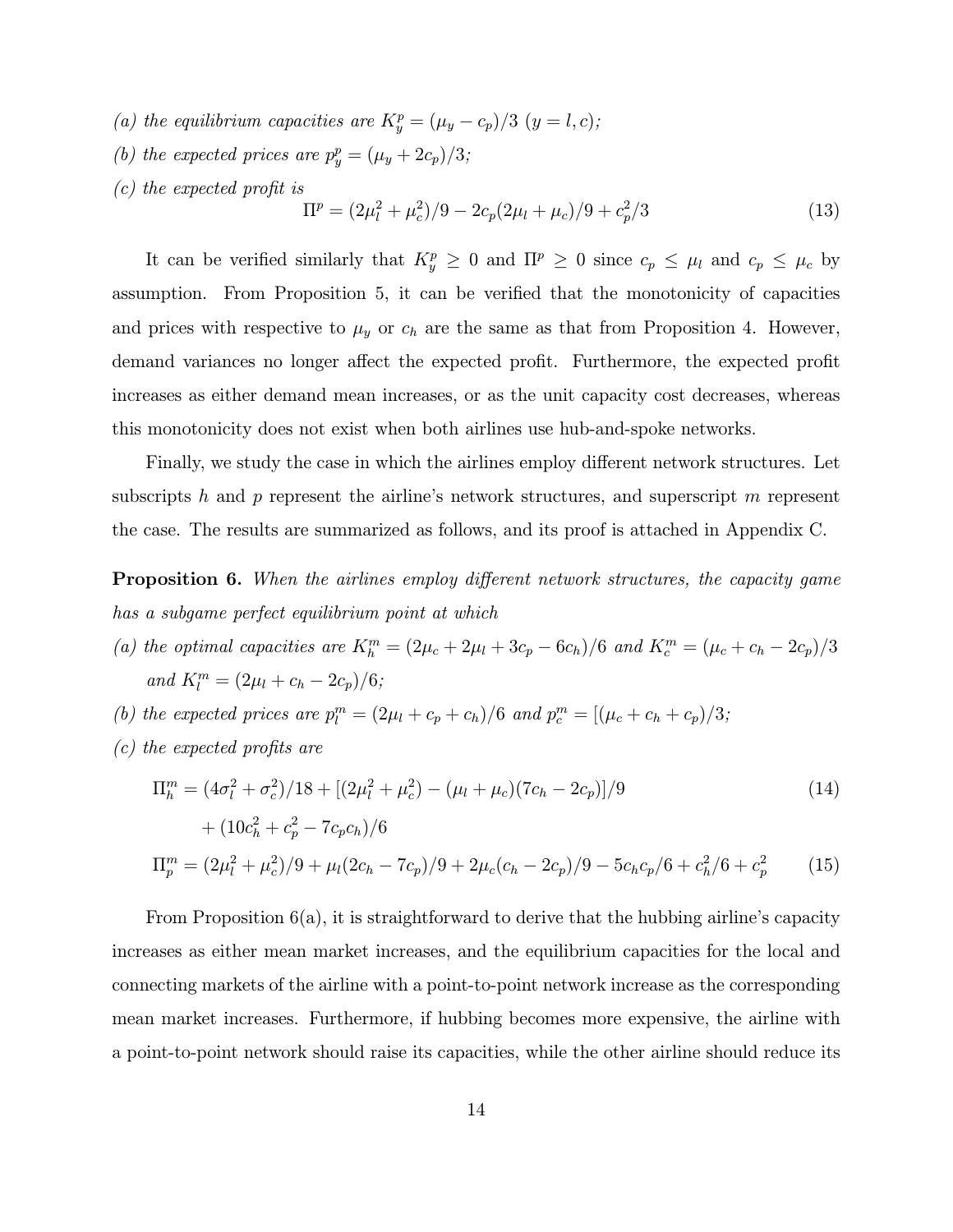*(a) the equilibrium capacities are* $K_y^p = (\mu_y - c_p)/3$ $(y = l, c)$*;*

*(b) the expected prices are* $p_y^p = (\mu_y + 2c_p)/3$*;*

*(c) the expected profit is*

$$\Pi^p = (2\mu_l^2 + \mu_c^2)/9 - 2c_p(2\mu_l + \mu_c)/9 + c_p^2/3 \tag{13}$$

It can be verified similarly that $K_y^p \geq 0$ and $\Pi^p \geq 0$ since $c_p \leq \mu_l$ and $c_p \leq \mu_c$ by assumption. From Proposition 5, it can be verified that the monotonicity of capacities and prices with respective to $\mu_y$ or $c_h$ are the same as that from Proposition 4. However, demand variances no longer affect the expected profit. Furthermore, the expected profit increases as either demand mean increases, or as the unit capacity cost decreases, whereas this monotonicity does not exist when both airlines use hub-and-spoke networks.

Finally, we study the case in which the airlines employ different network structures. Let subscripts $h$ and $p$ represent the airline's network structures, and superscript $m$ represent the case. The results are summarized as follows, and its proof is attached in Appendix C.

**Proposition 6.** *When the airlines employ different network structures, the capacity game has a subgame perfect equilibrium point at which*

*(a) the optimal capacities are* $K_h^m = (2\mu_c + 2\mu_l + 3c_p - 6c_h)/6$ *and* $K_c^m = (\mu_c + c_h - 2c_p)/3$ *and* $K_l^m = (2\mu_l + c_h - 2c_p)/6$*;*

*(b) the expected prices are* $p_l^m = (2\mu_l + c_p + c_h)/6$ *and* $p_c^m = [(\mu_c + c_h + c_p)/3$*;*

*(c) the expected profits are*

$$\Pi_h^m = (4\sigma_l^2 + \sigma_c^2)/18 + [(2\mu_l^2 + \mu_c^2) - (\mu_l + \mu_c)(7c_h - 2c_p)]/9 + (10c_h^2 + c_p^2 - 7c_pc_h)/6 \tag{14}$$

$$\Pi_p^m = (2\mu_l^2 + \mu_c^2)/9 + \mu_l(2c_h - 7c_p)/9 + 2\mu_c(c_h - 2c_p)/9 - 5c_hc_p/6 + c_h^2/6 + c_p^2 \tag{15}$$

From Proposition 6(a), it is straightforward to derive that the hubbing airline's capacity increases as either mean market increases, and the equilibrium capacities for the local and connecting markets of the airline with a point-to-point network increase as the corresponding mean market increases. Furthermore, if hubbing becomes more expensive, the airline with a point-to-point network should raise its capacities, while the other airline should reduce its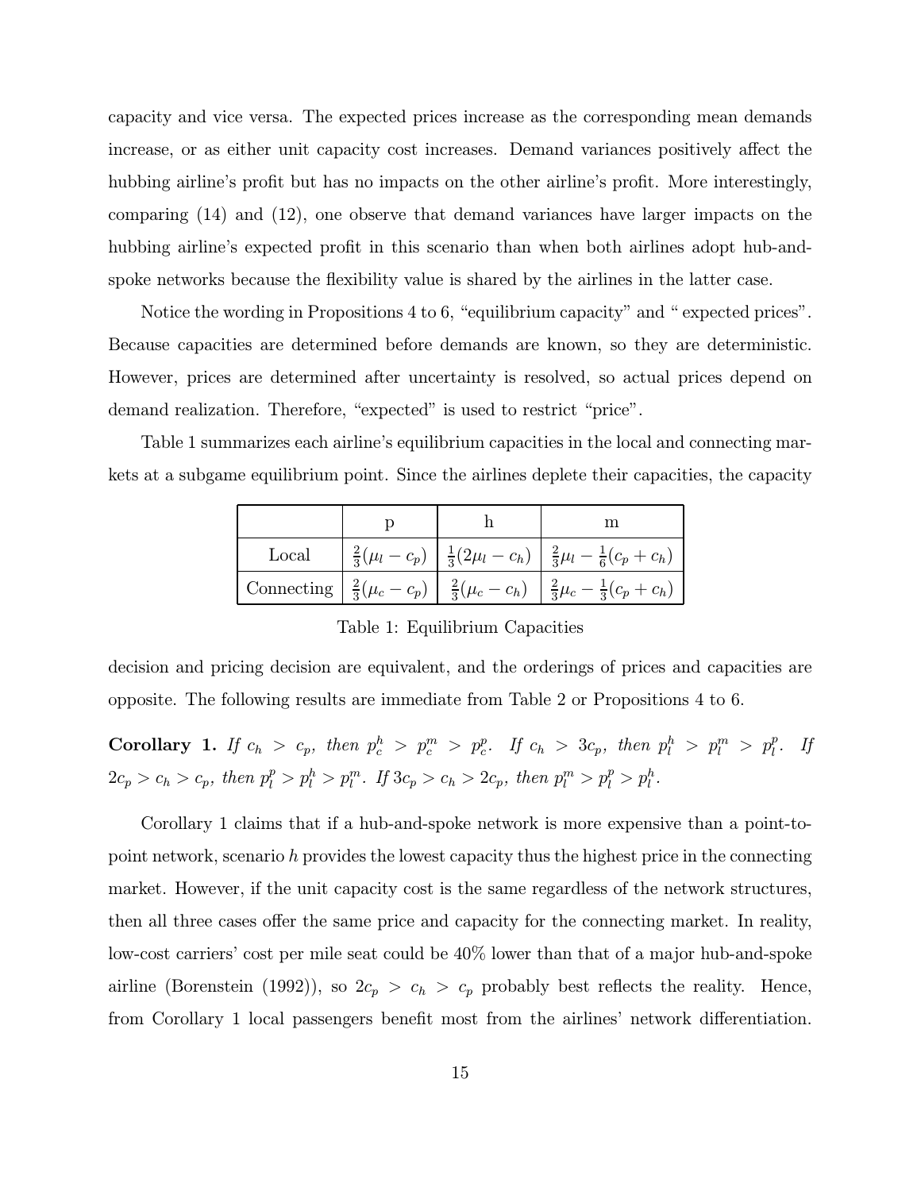capacity and vice versa. The expected prices increase as the corresponding mean demands increase, or as either unit capacity cost increases. Demand variances positively affect the hubbing airline's profit but has no impacts on the other airline's profit. More interestingly, comparing (14) and (12), one observe that demand variances have larger impacts on the hubbing airline's expected profit in this scenario than when both airlines adopt hub-and-spoke networks because the flexibility value is shared by the airlines in the latter case.

Notice the wording in Propositions 4 to 6, "equilibrium capacity" and " expected prices". Because capacities are determined before demands are known, so they are deterministic. However, prices are determined after uncertainty is resolved, so actual prices depend on demand realization. Therefore, "expected" is used to restrict "price".

Table 1 summarizes each airline's equilibrium capacities in the local and connecting markets at a subgame equilibrium point. Since the airlines deplete their capacities, the capacity

| | p | h | m |
|---|---|---|---|
| Local | $\frac{2}{3}(\mu_l - c_p)$ | $\frac{1}{3}(2\mu_l - c_h)$ | $\frac{2}{3}\mu_l - \frac{1}{6}(c_p + c_h)$ |
| Connecting | $\frac{2}{3}(\mu_c - c_p)$ | $\frac{2}{3}(\mu_c - c_h)$ | $\frac{2}{3}\mu_c - \frac{1}{3}(c_p + c_h)$ |

Table 1: Equilibrium Capacities

decision and pricing decision are equivalent, and the orderings of prices and capacities are opposite. The following results are immediate from Table 2 or Propositions 4 to 6.

**Corollary 1.** *If $c_h > c_p$, then $p_c^h > p_c^m > p_c^p$. If $c_h > 3c_p$, then $p_l^h > p_l^m > p_l^p$. If $2c_p > c_h > c_p$, then $p_l^p > p_l^h > p_l^m$. If $3c_p > c_h > 2c_p$, then $p_l^m > p_l^p > p_l^h$.*

Corollary 1 claims that if a hub-and-spoke network is more expensive than a point-to-point network, scenario $h$ provides the lowest capacity thus the highest price in the connecting market. However, if the unit capacity cost is the same regardless of the network structures, then all three cases offer the same price and capacity for the connecting market. In reality, low-cost carriers' cost per mile seat could be 40% lower than that of a major hub-and-spoke airline (Borenstein (1992)), so $2c_p > c_h > c_p$ probably best reflects the reality. Hence, from Corollary 1 local passengers benefit most from the airlines' network differentiation.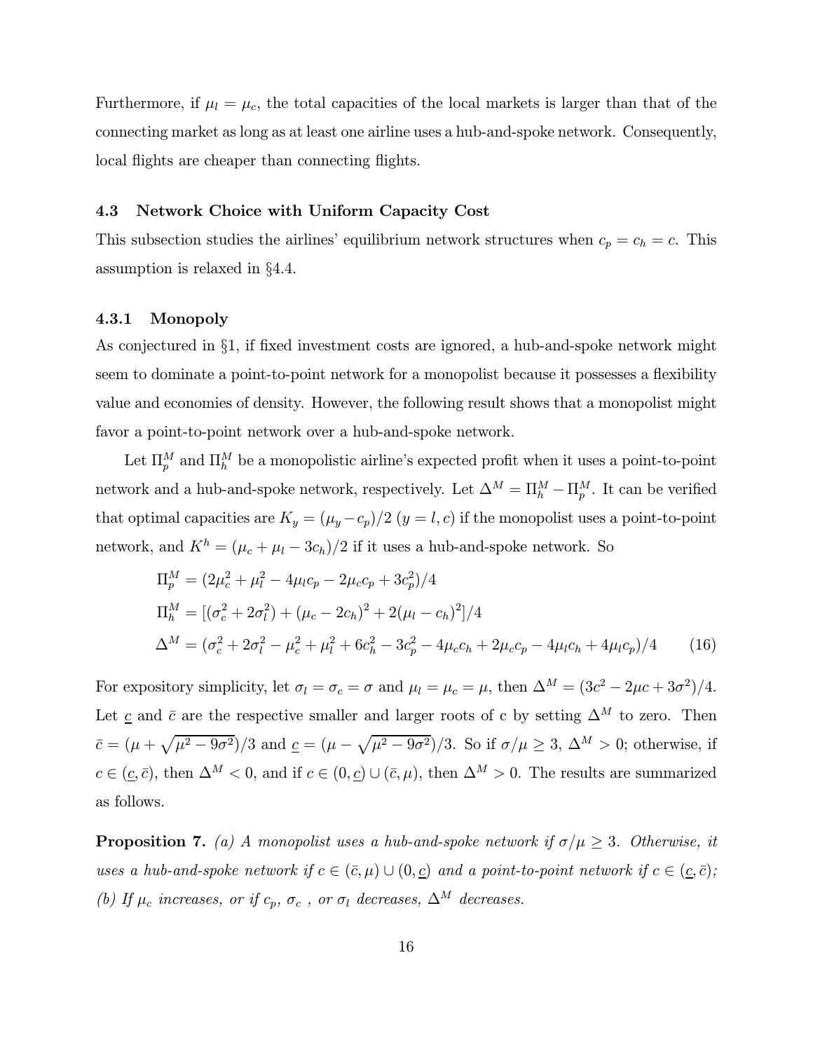Furthermore, if $\mu_l = \mu_c$, the total capacities of the local markets is larger than that of the connecting market as long as at least one airline uses a hub-and-spoke network. Consequently, local flights are cheaper than connecting flights.

### 4.3 Network Choice with Uniform Capacity Cost

This subsection studies the airlines' equilibrium network structures when $c_p = c_h = c$. This assumption is relaxed in §4.4.

#### 4.3.1 Monopoly

As conjectured in §1, if fixed investment costs are ignored, a hub-and-spoke network might seem to dominate a point-to-point network for a monopolist because it possesses a flexibility value and economies of density. However, the following result shows that a monopolist might favor a point-to-point network over a hub-and-spoke network.

Let $\Pi_p^M$ and $\Pi_h^M$ be a monopolistic airline's expected profit when it uses a point-to-point network and a hub-and-spoke network, respectively. Let $\Delta^M = \Pi_h^M - \Pi_p^M$. It can be verified that optimal capacities are $K_y = (\mu_y - c_p)/2$ ($y = l, c$) if the monopolist uses a point-to-point network, and $K^h = (\mu_c + \mu_l - 3c_h)/2$ if it uses a hub-and-spoke network. So

$$\Pi_p^M = (2\mu_c^2 + \mu_l^2 - 4\mu_l c_p - 2\mu_c c_p + 3c_p^2)/4$$

$$\Pi_h^M = [(\sigma_c^2 + 2\sigma_l^2) + (\mu_c - 2c_h)^2 + 2(\mu_l - c_h)^2]/4$$

$$\Delta^M = (\sigma_c^2 + 2\sigma_l^2 - \mu_c^2 + \mu_l^2 + 6c_h^2 - 3c_p^2 - 4\mu_c c_h + 2\mu_c c_p - 4\mu_l c_h + 4\mu_l c_p)/4 \qquad (16)$$

For expository simplicity, let $\sigma_l = \sigma_c = \sigma$ and $\mu_l = \mu_c = \mu$, then $\Delta^M = (3c^2 - 2\mu c + 3\sigma^2)/4$. Let $\underline{c}$ and $\bar{c}$ are the respective smaller and larger roots of c by setting $\Delta^M$ to zero. Then $\bar{c} = (\mu + \sqrt{\mu^2 - 9\sigma^2})/3$ and $\underline{c} = (\mu - \sqrt{\mu^2 - 9\sigma^2})/3$. So if $\sigma/\mu \geq 3$, $\Delta^M > 0$; otherwise, if $c \in (\underline{c}, \bar{c})$, then $\Delta^M < 0$, and if $c \in (0, \underline{c}) \cup (\bar{c}, \mu)$, then $\Delta^M > 0$. The results are summarized as follows.

**Proposition 7.** *(a) A monopolist uses a hub-and-spoke network if $\sigma/\mu \geq 3$. Otherwise, it uses a hub-and-spoke network if $c \in (\bar{c}, \mu) \cup (0, \underline{c})$ and a point-to-point network if $c \in (\underline{c}, \bar{c})$; (b) If $\mu_c$ increases, or if $c_p$, $\sigma_c$ , or $\sigma_l$ decreases, $\Delta^M$ decreases.*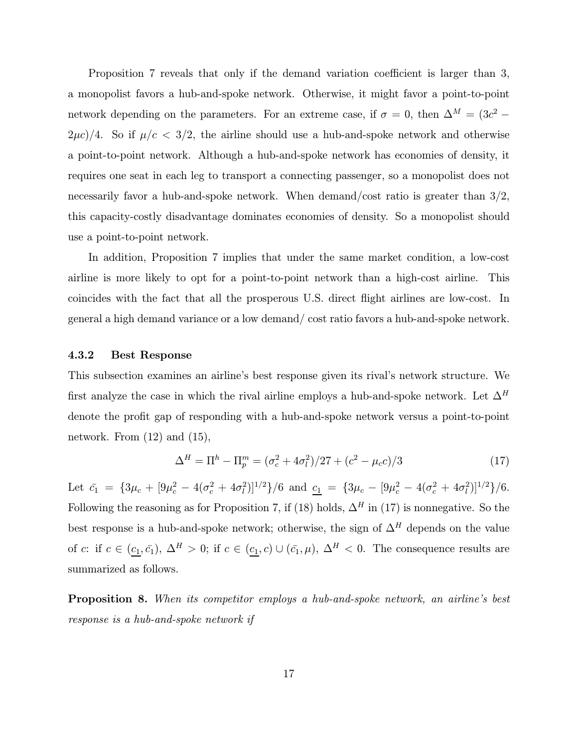Proposition 7 reveals that only if the demand variation coefficient is larger than 3, a monopolist favors a hub-and-spoke network. Otherwise, it might favor a point-to-point network depending on the parameters. For an extreme case, if $\sigma = 0$, then $\Delta^M = (3c^2 - 2\mu c)/4$. So if $\mu/c < 3/2$, the airline should use a hub-and-spoke network and otherwise a point-to-point network. Although a hub-and-spoke network has economies of density, it requires one seat in each leg to transport a connecting passenger, so a monopolist does not necessarily favor a hub-and-spoke network. When demand/cost ratio is greater than 3/2, this capacity-costly disadvantage dominates economies of density. So a monopolist should use a point-to-point network.

In addition, Proposition 7 implies that under the same market condition, a low-cost airline is more likely to opt for a point-to-point network than a high-cost airline. This coincides with the fact that all the prosperous U.S. direct flight airlines are low-cost. In general a high demand variance or a low demand/ cost ratio favors a hub-and-spoke network.

### 4.3.2 Best Response

This subsection examines an airline's best response given its rival's network structure. We first analyze the case in which the rival airline employs a hub-and-spoke network. Let $\Delta^H$ denote the profit gap of responding with a hub-and-spoke network versus a point-to-point network. From (12) and (15),

$$\Delta^H = \Pi^h - \Pi_p^m = (\sigma_c^2 + 4\sigma_l^2)/27 + (c^2 - \mu_c c)/3 \tag{17}$$

Let $\bar{c_1} = \{3\mu_c + [9\mu_c^2 - 4(\sigma_c^2 + 4\sigma_l^2)]^{1/2}\}/6$ and $\underline{c_1} = \{3\mu_c - [9\mu_c^2 - 4(\sigma_c^2 + 4\sigma_l^2)]^{1/2}\}/6$. Following the reasoning as for Proposition 7, if (18) holds, $\Delta^H$ in (17) is nonnegative. So the best response is a hub-and-spoke network; otherwise, the sign of $\Delta^H$ depends on the value of $c$: if $c \in (\underline{c_1}, \bar{c_1})$, $\Delta^H > 0$; if $c \in (\underline{c_1}, c) \cup (\bar{c_1}, \mu)$, $\Delta^H < 0$. The consequence results are summarized as follows.

**Proposition 8.** *When its competitor employs a hub-and-spoke network, an airline's best response is a hub-and-spoke network if*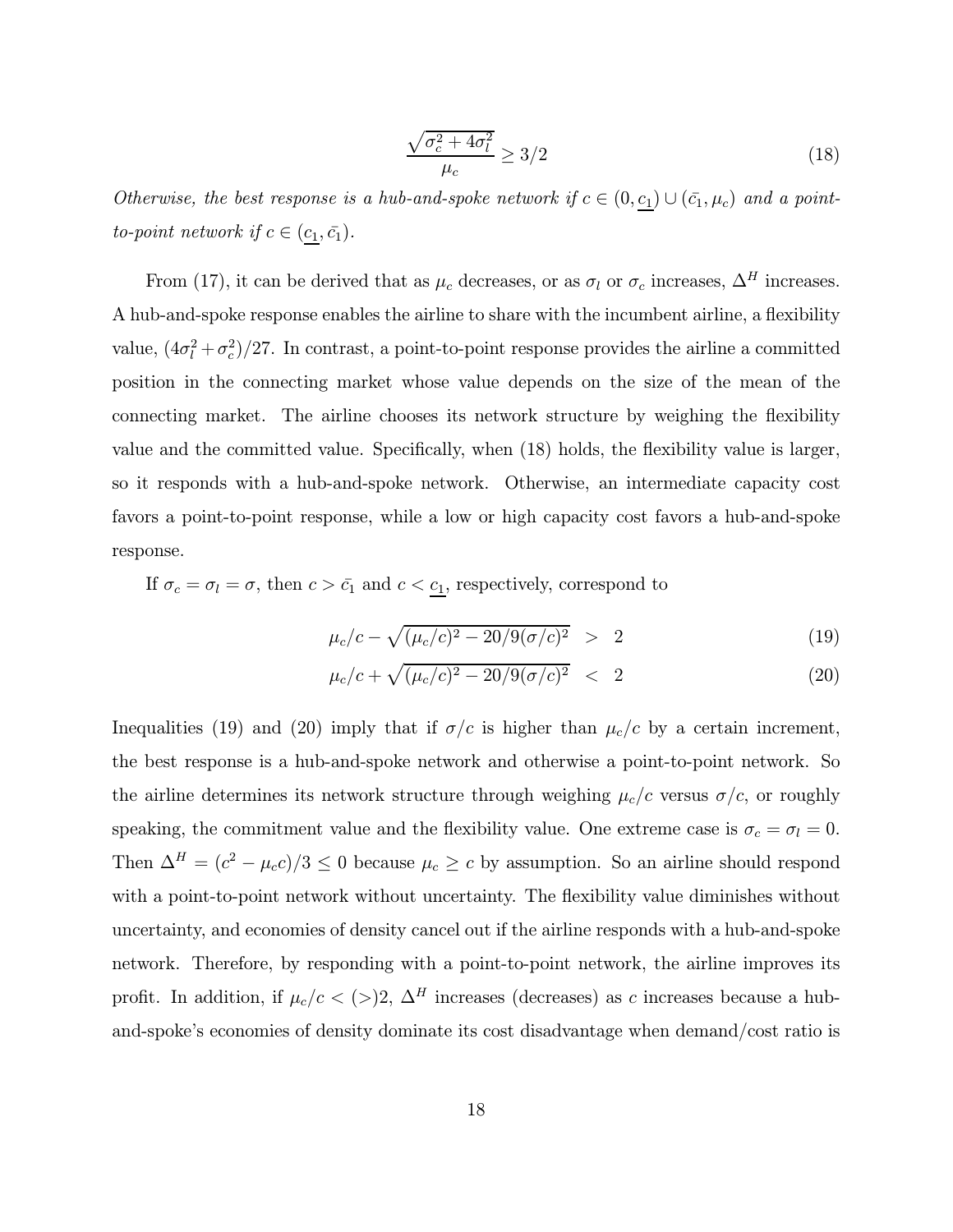$$\frac{\sqrt{\sigma_c^2 + 4\sigma_l^2}}{\mu_c} \geq 3/2 \tag{18}$$

*Otherwise, the best response is a hub-and-spoke network if* $c \in (0, \underline{c_1}) \cup (\bar{c_1}, \mu_c)$ *and a point-to-point network if* $c \in (\underline{c_1}, \bar{c_1})$.

From (17), it can be derived that as $\mu_c$ decreases, or as $\sigma_l$ or $\sigma_c$ increases, $\Delta^H$ increases. A hub-and-spoke response enables the airline to share with the incumbent airline, a flexibility value, $(4\sigma_l^2 + \sigma_c^2)/27$. In contrast, a point-to-point response provides the airline a committed position in the connecting market whose value depends on the size of the mean of the connecting market. The airline chooses its network structure by weighing the flexibility value and the committed value. Specifically, when (18) holds, the flexibility value is larger, so it responds with a hub-and-spoke network. Otherwise, an intermediate capacity cost favors a point-to-point response, while a low or high capacity cost favors a hub-and-spoke response.

If $\sigma_c = \sigma_l = \sigma$, then $c > \bar{c_1}$ and $c < \underline{c_1}$, respectively, correspond to

$$\mu_c/c - \sqrt{(\mu_c/c)^2 - 20/9(\sigma/c)^2} \;\; > \;\; 2 \tag{19}$$

$$\mu_c/c + \sqrt{(\mu_c/c)^2 - 20/9(\sigma/c)^2} \;\; < \;\; 2 \tag{20}$$

Inequalities (19) and (20) imply that if $\sigma/c$ is higher than $\mu_c/c$ by a certain increment, the best response is a hub-and-spoke network and otherwise a point-to-point network. So the airline determines its network structure through weighing $\mu_c/c$ versus $\sigma/c$, or roughly speaking, the commitment value and the flexibility value. One extreme case is $\sigma_c = \sigma_l = 0$. Then $\Delta^H = (c^2 - \mu_c c)/3 \leq 0$ because $\mu_c \geq c$ by assumption. So an airline should respond with a point-to-point network without uncertainty. The flexibility value diminishes without uncertainty, and economies of density cancel out if the airline responds with a hub-and-spoke network. Therefore, by responding with a point-to-point network, the airline improves its profit. In addition, if $\mu_c/c < (>) 2$, $\Delta^H$ increases (decreases) as $c$ increases because a hub-and-spoke's economies of density dominate its cost disadvantage when demand/cost ratio is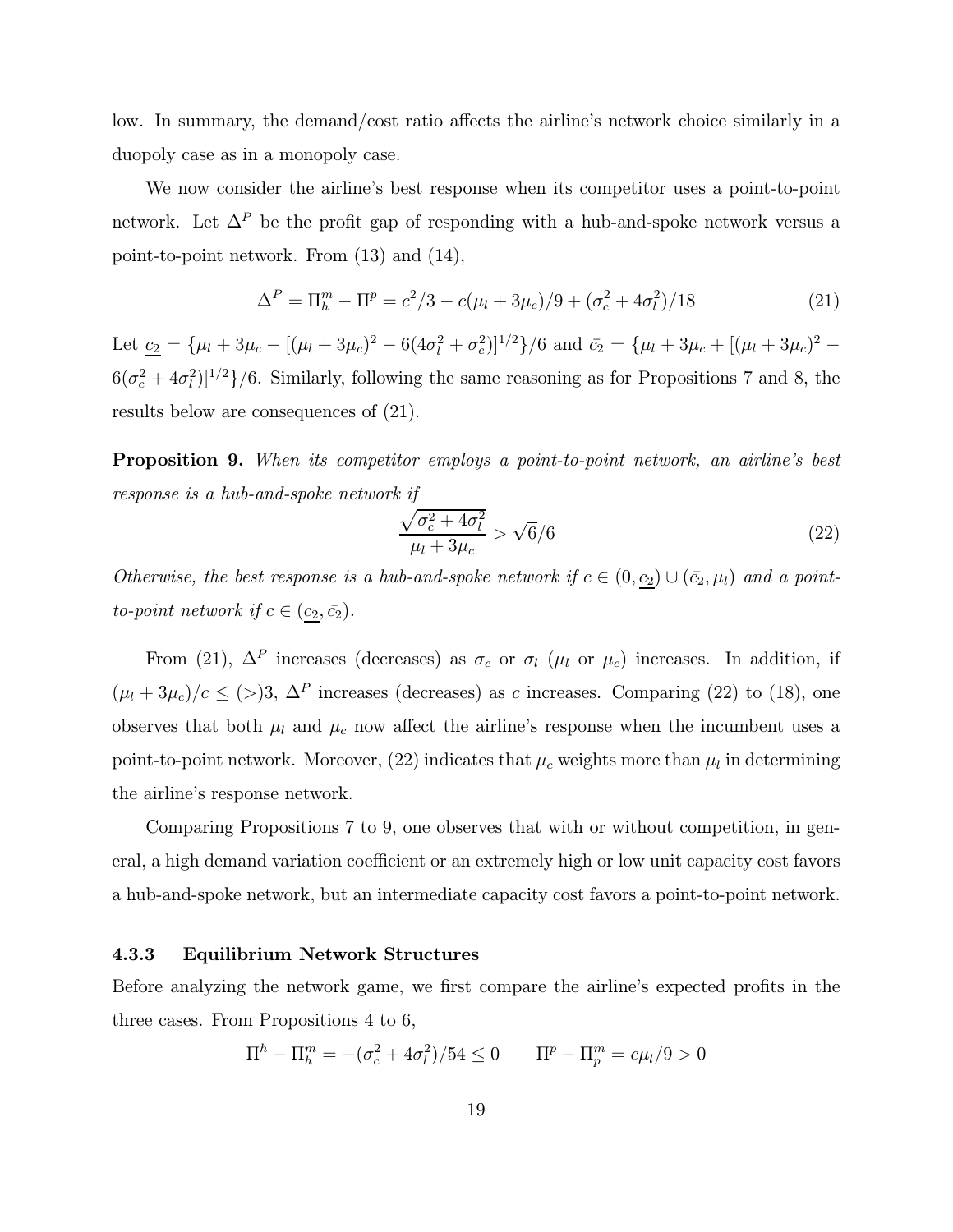low. In summary, the demand/cost ratio affects the airline's network choice similarly in a duopoly case as in a monopoly case.

We now consider the airline's best response when its competitor uses a point-to-point network. Let $\Delta^P$ be the profit gap of responding with a hub-and-spoke network versus a point-to-point network. From (13) and (14),

$$\Delta^P = \Pi_h^m - \Pi^p = c^2/3 - c(\mu_l + 3\mu_c)/9 + (\sigma_c^2 + 4\sigma_l^2)/18 \tag{21}$$

Let $\underline{c_2} = \{\mu_l + 3\mu_c - [(\mu_l + 3\mu_c)^2 - 6(4\sigma_l^2 + \sigma_c^2)]^{1/2}\}/6$ and $\bar{c_2} = \{\mu_l + 3\mu_c + [(\mu_l + 3\mu_c)^2 - 6(\sigma_c^2 + 4\sigma_l^2)]^{1/2}\}/6$. Similarly, following the same reasoning as for Propositions 7 and 8, the results below are consequences of (21).

**Proposition 9.** *When its competitor employs a point-to-point network, an airline's best response is a hub-and-spoke network if*

$$\frac{\sqrt{\sigma_c^2 + 4\sigma_l^2}}{\mu_l + 3\mu_c} > \sqrt{6}/6 \tag{22}$$

*Otherwise, the best response is a hub-and-spoke network if $c \in (0, \underline{c_2}) \cup (\bar{c_2}, \mu_l)$ and a point-to-point network if $c \in (\underline{c_2}, \bar{c_2})$.*

From (21), $\Delta^P$ increases (decreases) as $\sigma_c$ or $\sigma_l$ ($\mu_l$ or $\mu_c$) increases. In addition, if $(\mu_l + 3\mu_c)/c \leq (>) 3$, $\Delta^P$ increases (decreases) as $c$ increases. Comparing (22) to (18), one observes that both $\mu_l$ and $\mu_c$ now affect the airline's response when the incumbent uses a point-to-point network. Moreover, (22) indicates that $\mu_c$ weights more than $\mu_l$ in determining the airline's response network.

Comparing Propositions 7 to 9, one observes that with or without competition, in general, a high demand variation coefficient or an extremely high or low unit capacity cost favors a hub-and-spoke network, but an intermediate capacity cost favors a point-to-point network.

### 4.3.3 Equilibrium Network Structures

Before analyzing the network game, we first compare the airline's expected profits in the three cases. From Propositions 4 to 6,

$$\Pi^h - \Pi_h^m = -(\sigma_c^2 + 4\sigma_l^2)/54 \leq 0 \qquad \Pi^p - \Pi_p^m = c\mu_l/9 > 0$$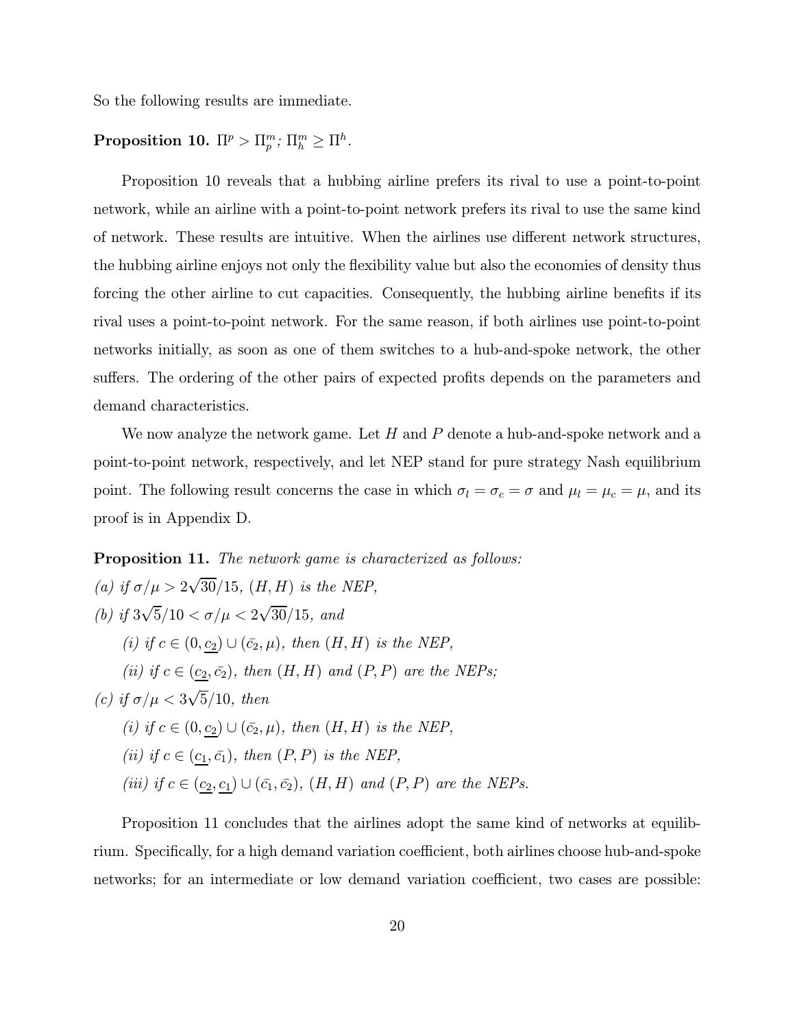So the following results are immediate.

**Proposition 10.** $\Pi^p > \Pi^m_p$; $\Pi^m_h \geq \Pi^h$.

Proposition 10 reveals that a hubbing airline prefers its rival to use a point-to-point network, while an airline with a point-to-point network prefers its rival to use the same kind of network. These results are intuitive. When the airlines use different network structures, the hubbing airline enjoys not only the flexibility value but also the economies of density thus forcing the other airline to cut capacities. Consequently, the hubbing airline benefits if its rival uses a point-to-point network. For the same reason, if both airlines use point-to-point networks initially, as soon as one of them switches to a hub-and-spoke network, the other suffers. The ordering of the other pairs of expected profits depends on the parameters and demand characteristics.

We now analyze the network game. Let $H$ and $P$ denote a hub-and-spoke network and a point-to-point network, respectively, and let NEP stand for pure strategy Nash equilibrium point. The following result concerns the case in which $\sigma_l = \sigma_c = \sigma$ and $\mu_l = \mu_c = \mu$, and its proof is in Appendix D.

**Proposition 11.** *The network game is characterized as follows:*

*(a) if* $\sigma/\mu > 2\sqrt{30}/15$*,* $(H, H)$ *is the NEP,*

*(b) if* $3\sqrt{5}/10 < \sigma/\mu < 2\sqrt{30}/15$*, and*

*(i) if* $c \in (0, \underline{c_2}) \cup (\bar{c}_2, \mu)$*, then* $(H, H)$ *is the NEP,*

*(ii) if* $c \in (\underline{c_2}, \bar{c}_2)$*, then* $(H, H)$ *and* $(P, P)$ *are the NEPs;*

*(c) if* $\sigma/\mu < 3\sqrt{5}/10$*, then*

*(i) if* $c \in (0, \underline{c_2}) \cup (\bar{c}_2, \mu)$*, then* $(H, H)$ *is the NEP,*

*(ii) if* $c \in (\underline{c_1}, \bar{c}_1)$*, then* $(P, P)$ *is the NEP,*

*(iii) if* $c \in (\underline{c_2}, \underline{c_1}) \cup (\bar{c}_1, \bar{c}_2)$*,* $(H, H)$ *and* $(P, P)$ *are the NEPs.*

Proposition 11 concludes that the airlines adopt the same kind of networks at equilibrium. Specifically, for a high demand variation coefficient, both airlines choose hub-and-spoke networks; for an intermediate or low demand variation coefficient, two cases are possible: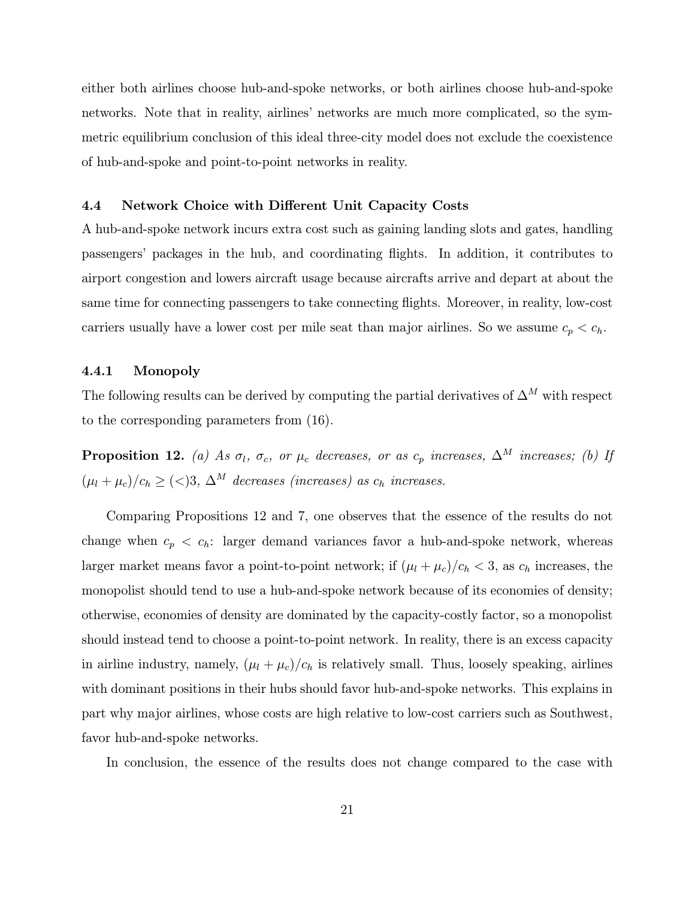either both airlines choose hub-and-spoke networks, or both airlines choose hub-and-spoke networks. Note that in reality, airlines' networks are much more complicated, so the symmetric equilibrium conclusion of this ideal three-city model does not exclude the coexistence of hub-and-spoke and point-to-point networks in reality.

### 4.4 Network Choice with Different Unit Capacity Costs

A hub-and-spoke network incurs extra cost such as gaining landing slots and gates, handling passengers' packages in the hub, and coordinating flights. In addition, it contributes to airport congestion and lowers aircraft usage because aircrafts arrive and depart at about the same time for connecting passengers to take connecting flights. Moreover, in reality, low-cost carriers usually have a lower cost per mile seat than major airlines. So we assume $c_p < c_h$.

#### 4.4.1 Monopoly

The following results can be derived by computing the partial derivatives of $\Delta^M$ with respect to the corresponding parameters from (16).

**Proposition 12.** *(a) As $\sigma_l$, $\sigma_c$, or $\mu_c$ decreases, or as $c_p$ increases, $\Delta^M$ increases; (b) If $(\mu_l + \mu_c)/c_h \geq (<) 3$, $\Delta^M$ decreases (increases) as $c_h$ increases.*

Comparing Propositions 12 and 7, one observes that the essence of the results do not change when $c_p < c_h$: larger demand variances favor a hub-and-spoke network, whereas larger market means favor a point-to-point network; if $(\mu_l + \mu_c)/c_h < 3$, as $c_h$ increases, the monopolist should tend to use a hub-and-spoke network because of its economies of density; otherwise, economies of density are dominated by the capacity-costly factor, so a monopolist should instead tend to choose a point-to-point network. In reality, there is an excess capacity in airline industry, namely, $(\mu_l + \mu_c)/c_h$ is relatively small. Thus, loosely speaking, airlines with dominant positions in their hubs should favor hub-and-spoke networks. This explains in part why major airlines, whose costs are high relative to low-cost carriers such as Southwest, favor hub-and-spoke networks.

In conclusion, the essence of the results does not change compared to the case with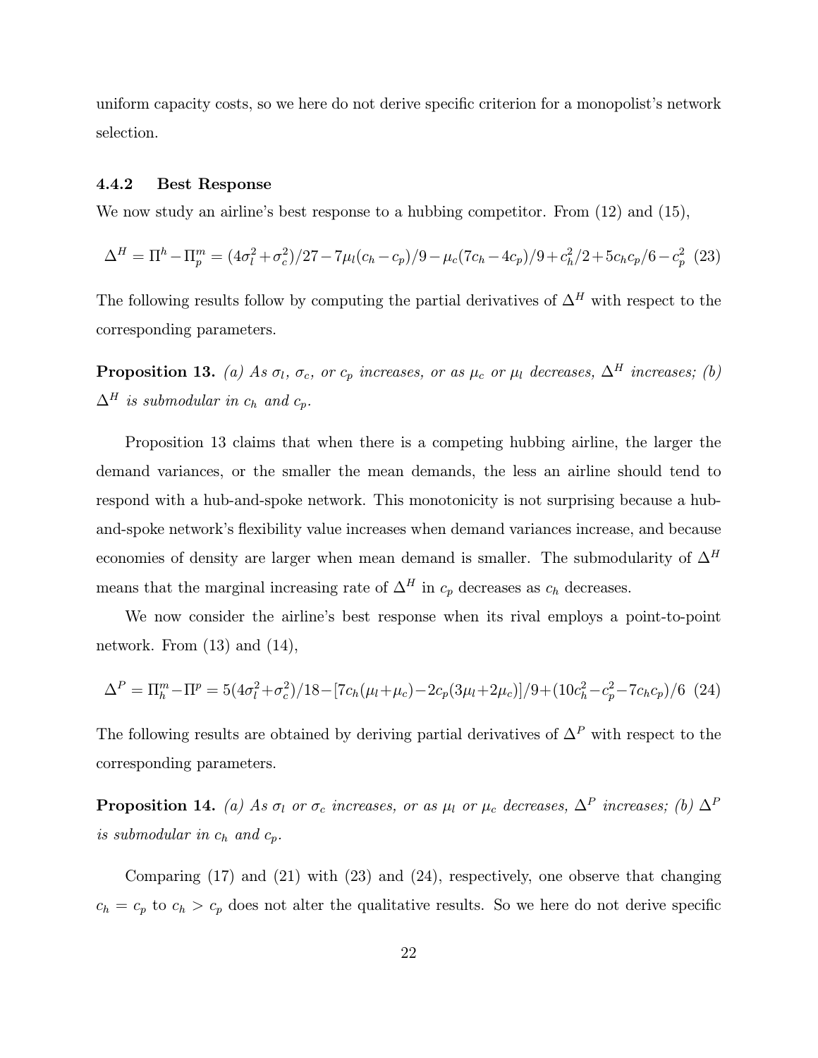uniform capacity costs, so we here do not derive specific criterion for a monopolist's network selection.

#### 4.4.2 Best Response

We now study an airline's best response to a hubbing competitor. From (12) and (15),

$$\Delta^H = \Pi^h - \Pi^m_p = (4\sigma_l^2 + \sigma_c^2)/27 - 7\mu_l(c_h - c_p)/9 - \mu_c(7c_h - 4c_p)/9 + c_h^2/2 + 5c_h c_p/6 - c_p^2 \quad (23)$$

The following results follow by computing the partial derivatives of $\Delta^H$ with respect to the corresponding parameters.

**Proposition 13.** *(a) As $\sigma_l$, $\sigma_c$, or $c_p$ increases, or as $\mu_c$ or $\mu_l$ decreases, $\Delta^H$ increases; (b) $\Delta^H$ is submodular in $c_h$ and $c_p$.*

Proposition 13 claims that when there is a competing hubbing airline, the larger the demand variances, or the smaller the mean demands, the less an airline should tend to respond with a hub-and-spoke network. This monotonicity is not surprising because a hub-and-spoke network's flexibility value increases when demand variances increase, and because economies of density are larger when mean demand is smaller. The submodularity of $\Delta^H$ means that the marginal increasing rate of $\Delta^H$ in $c_p$ decreases as $c_h$ decreases.

We now consider the airline's best response when its rival employs a point-to-point network. From (13) and (14),

$$\Delta^P = \Pi^m_h - \Pi^p = 5(4\sigma_l^2 + \sigma_c^2)/18 - [7c_h(\mu_l + \mu_c) - 2c_p(3\mu_l + 2\mu_c)]/9 + (10c_h^2 - c_p^2 - 7c_h c_p)/6 \quad (24)$$

The following results are obtained by deriving partial derivatives of $\Delta^P$ with respect to the corresponding parameters.

**Proposition 14.** *(a) As $\sigma_l$ or $\sigma_c$ increases, or as $\mu_l$ or $\mu_c$ decreases, $\Delta^P$ increases; (b) $\Delta^P$ is submodular in $c_h$ and $c_p$.*

Comparing (17) and (21) with (23) and (24), respectively, one observe that changing $c_h = c_p$ to $c_h > c_p$ does not alter the qualitative results. So we here do not derive specific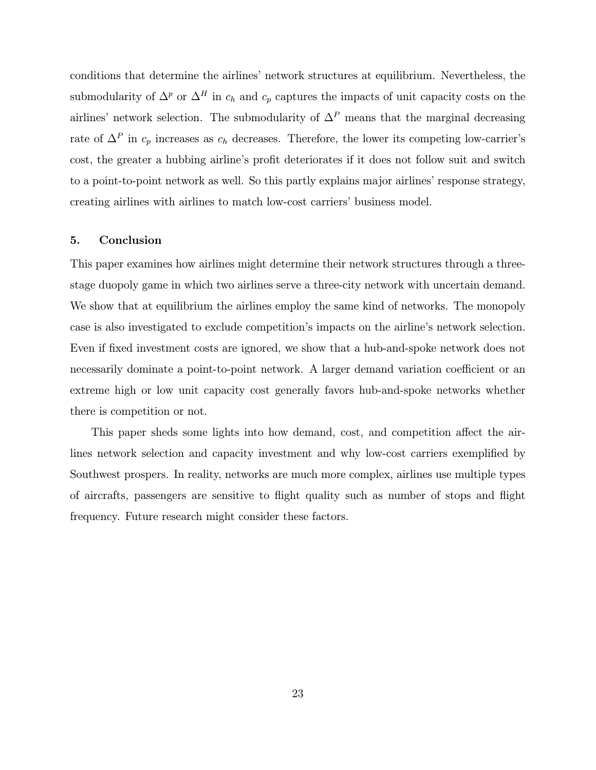conditions that determine the airlines' network structures at equilibrium. Nevertheless, the submodularity of $\Delta^p$ or $\Delta^H$ in $c_h$ and $c_p$ captures the impacts of unit capacity costs on the airlines' network selection. The submodularity of $\Delta^P$ means that the marginal decreasing rate of $\Delta^P$ in $c_p$ increases as $c_h$ decreases. Therefore, the lower its competing low-carrier's cost, the greater a hubbing airline's profit deteriorates if it does not follow suit and switch to a point-to-point network as well. So this partly explains major airlines' response strategy, creating airlines with airlines to match low-cost carriers' business model.

## 5. Conclusion

This paper examines how airlines might determine their network structures through a three-stage duopoly game in which two airlines serve a three-city network with uncertain demand. We show that at equilibrium the airlines employ the same kind of networks. The monopoly case is also investigated to exclude competition's impacts on the airline's network selection. Even if fixed investment costs are ignored, we show that a hub-and-spoke network does not necessarily dominate a point-to-point network. A larger demand variation coefficient or an extreme high or low unit capacity cost generally favors hub-and-spoke networks whether there is competition or not.

This paper sheds some lights into how demand, cost, and competition affect the airlines network selection and capacity investment and why low-cost carriers exemplified by Southwest prospers. In reality, networks are much more complex, airlines use multiple types of aircrafts, passengers are sensitive to flight quality such as number of stops and flight frequency. Future research might consider these factors.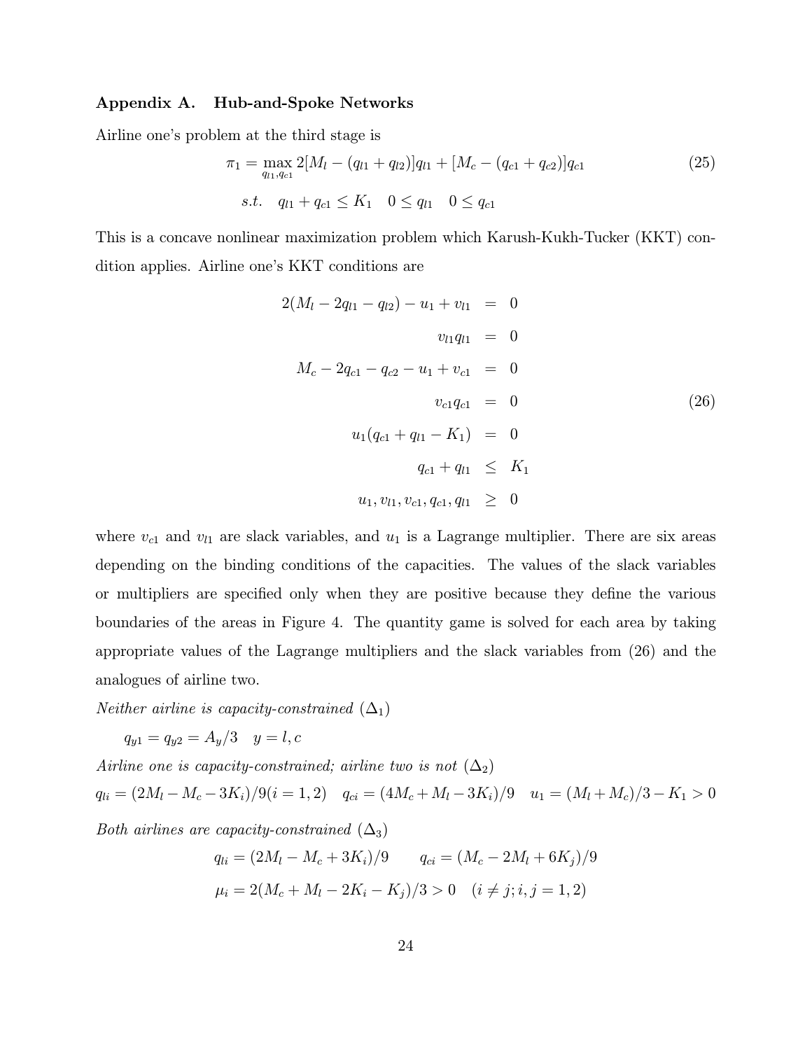## Appendix A. Hub-and-Spoke Networks

Airline one's problem at the third stage is

$$\pi_1 = \max_{q_{l1}, q_{c1}} 2[M_l - (q_{l1} + q_{l2})]q_{l1} + [M_c - (q_{c1} + q_{c2})]q_{c1} \tag{25}$$

$$s.t. \quad q_{l1} + q_{c1} \leq K_1 \quad 0 \leq q_{l1} \quad 0 \leq q_{c1}$$

This is a concave nonlinear maximization problem which Karush-Kukh-Tucker (KKT) condition applies. Airline one's KKT conditions are

$$\begin{aligned}
2(M_l - 2q_{l1} - q_{l2}) - u_1 + v_{l1} &= 0 \\
v_{l1} q_{l1} &= 0 \\
M_c - 2q_{c1} - q_{c2} - u_1 + v_{c1} &= 0 \\
v_{c1} q_{c1} &= 0 \\
u_1(q_{c1} + q_{l1} - K_1) &= 0 \\
q_{c1} + q_{l1} &\leq K_1 \\
u_1, v_{l1}, v_{c1}, q_{c1}, q_{l1} &\geq 0
\end{aligned} \tag{26}$$

where $v_{c1}$ and $v_{l1}$ are slack variables, and $u_1$ is a Lagrange multiplier. There are six areas depending on the binding conditions of the capacities. The values of the slack variables or multipliers are specified only when they are positive because they define the various boundaries of the areas in Figure 4. The quantity game is solved for each area by taking appropriate values of the Lagrange multipliers and the slack variables from (26) and the analogues of airline two.

*Neither airline is capacity-constrained* ($\Delta_1$)

$q_{y1} = q_{y2} = A_y/3 \quad y = l, c$

*Airline one is capacity-constrained; airline two is not* ($\Delta_2$)

$q_{li} = (2M_l - M_c - 3K_i)/9 (i = 1, 2) \quad q_{ci} = (4M_c + M_l - 3K_i)/9 \quad u_1 = (M_l + M_c)/3 - K_1 > 0$

*Both airlines are capacity-constrained* ($\Delta_3$)

$$q_{li} = (2M_l - M_c + 3K_i)/9 \qquad q_{ci} = (M_c - 2M_l + 6K_j)/9$$

$$\mu_i = 2(M_c + M_l - 2K_i - K_j)/3 > 0 \quad (i \neq j; i, j = 1, 2)$$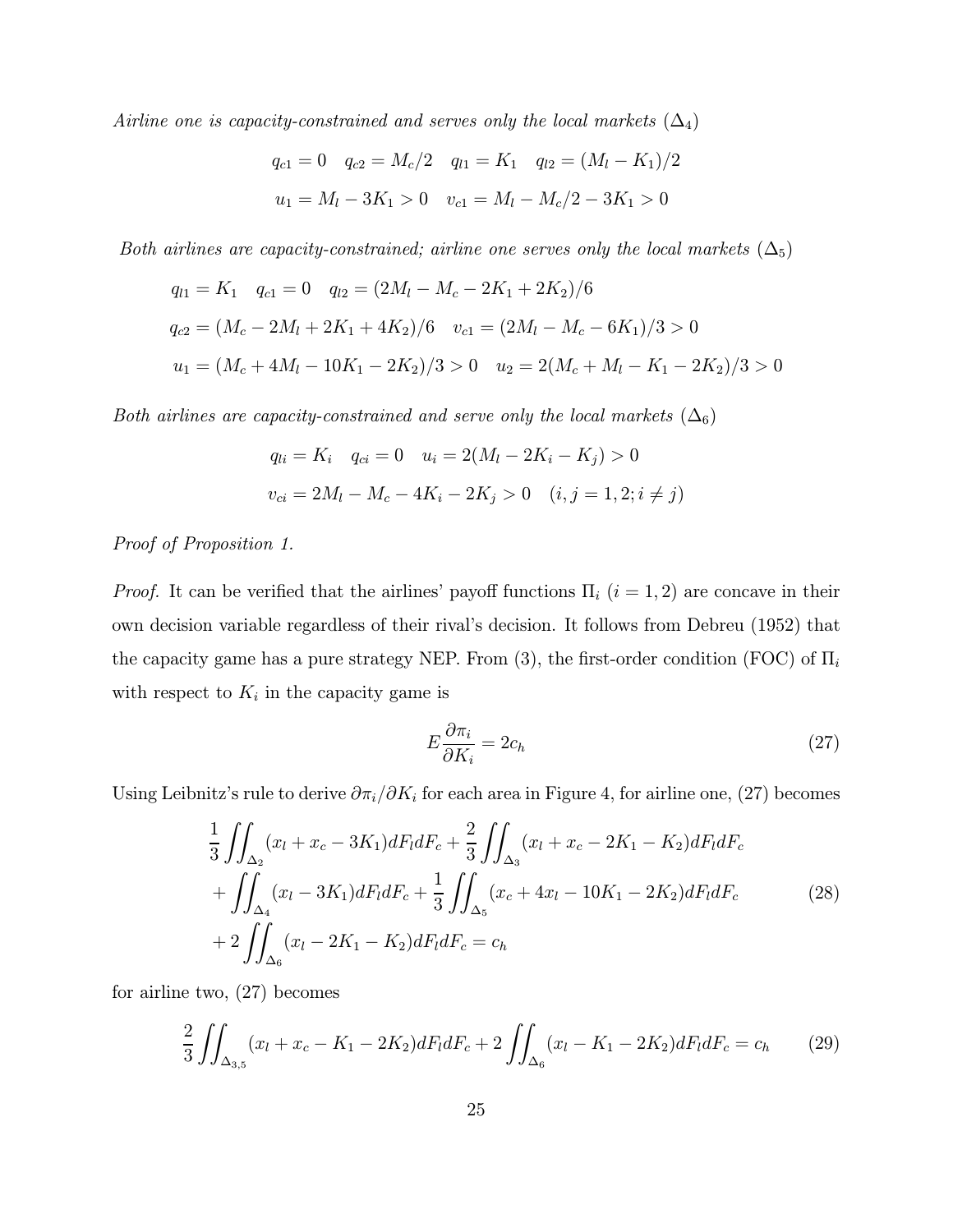*Airline one is capacity-constrained and serves only the local markets* ($\Delta_4$)

$$q_{c1} = 0 \quad q_{c2} = M_c/2 \quad q_{l1} = K_1 \quad q_{l2} = (M_l - K_1)/2$$
$$u_1 = M_l - 3K_1 > 0 \quad v_{c1} = M_l - M_c/2 - 3K_1 > 0$$

*Both airlines are capacity-constrained; airline one serves only the local markets* ($\Delta_5$)

$$q_{l1} = K_1 \quad q_{c1} = 0 \quad q_{l2} = (2M_l - M_c - 2K_1 + 2K_2)/6$$
$$q_{c2} = (M_c - 2M_l + 2K_1 + 4K_2)/6 \quad v_{c1} = (2M_l - M_c - 6K_1)/3 > 0$$
$$u_1 = (M_c + 4M_l - 10K_1 - 2K_2)/3 > 0 \quad u_2 = 2(M_c + M_l - K_1 - 2K_2)/3 > 0$$

*Both airlines are capacity-constrained and serve only the local markets* ($\Delta_6$)

$$q_{li} = K_i \quad q_{ci} = 0 \quad u_i = 2(M_l - 2K_i - K_j) > 0$$
$$v_{ci} = 2M_l - M_c - 4K_i - 2K_j > 0 \quad (i, j = 1, 2; i \neq j)$$

*Proof of Proposition 1.*

*Proof.* It can be verified that the airlines' payoff functions $\Pi_i$ $(i = 1, 2)$ are concave in their own decision variable regardless their rival's decision. It follows from Debreu (1952) that the capacity game has a pure strategy NEP. From (3), the first-order condition (FOC) of $\Pi_i$ with respect to $K_i$ in the capacity game is

$$E\frac{\partial \pi_i}{\partial K_i} = 2c_h \tag{27}$$

Using Leibnitz's rule to derive $\partial \pi_i / \partial K_i$ for each area in Figure 4, for airline one, (27) becomes

$$\begin{aligned}
&\frac{1}{3}\iint_{\Delta_2}(x_l + x_c - 3K_1)dF_l dF_c + \frac{2}{3}\iint_{\Delta_3}(x_l + x_c - 2K_1 - K_2)dF_l dF_c \\
&+ \iint_{\Delta_4}(x_l - 3K_1)dF_l dF_c + \frac{1}{3}\iint_{\Delta_5}(x_c + 4x_l - 10K_1 - 2K_2)dF_l dF_c \\
&+ 2\iint_{\Delta_6}(x_l - 2K_1 - K_2)dF_l dF_c = c_h
\end{aligned} \tag{28}$$

for airline two, (27) becomes

$$\frac{2}{3}\iint_{\Delta_{3,5}}(x_l + x_c - K_1 - 2K_2)dF_l dF_c + 2\iint_{\Delta_6}(x_l - K_1 - 2K_2)dF_l dF_c = c_h \tag{29}$$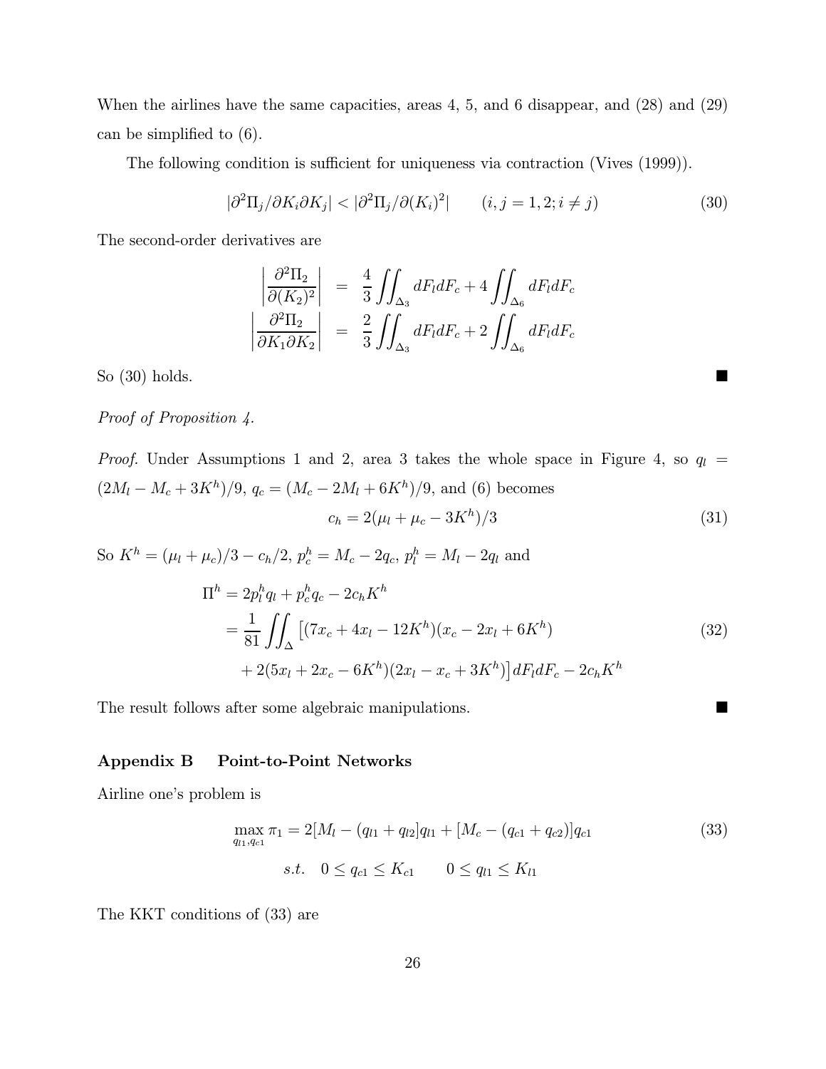When the airlines have the same capacities, areas 4, 5, and 6 disappear, and (28) and (29) can be simplified to (6).

The following condition is sufficient for uniqueness via contraction (Vives (1999)).

$$|\partial^2\Pi_j/\partial K_i \partial K_j| < |\partial^2\Pi_j/\partial(K_i)^2| \qquad (i,j=1,2; i\neq j) \tag{30}$$

The second-order derivatives are

$$\begin{aligned}
\left|\frac{\partial^2\Pi_2}{\partial(K_2)^2}\right| &= \frac{4}{3}\iint_{\Delta_3} dF_l dF_c + 4\iint_{\Delta_6} dF_l dF_c \\
\left|\frac{\partial^2\Pi_2}{\partial K_1 \partial K_2}\right| &= \frac{2}{3}\iint_{\Delta_3} dF_l dF_c + 2\iint_{\Delta_6} dF_l dF_c
\end{aligned}$$

So (30) holds. ■

*Proof of Proposition 4.*

*Proof.* Under Assumptions 1 and 2, area 3 takes the whole space in Figure 4, so $q_l = (2M_l - M_c + 3K^h)/9$, $q_c = (M_c - 2M_l + 6K^h)/9$, and (6) becomes

$$c_h = 2(\mu_l + \mu_c - 3K^h)/3 \tag{31}$$

So $K^h = (\mu_l + \mu_c)/3 - c_h/2$, $p_c^h = M_c - 2q_c$, $p_l^h = M_l - 2q_l$ and

$$\begin{aligned}
\Pi^h &= 2p_l^h q_l + p_c^h q_c - 2c_h K^h \\
&= \frac{1}{81}\iint_{\Delta} \big[(7x_c + 4x_l - 12K^h)(x_c - 2x_l + 6K^h) \\
&\quad + 2(5x_l + 2x_c - 6K^h)(2x_l - x_c + 3K^h)\big] dF_l dF_c - 2c_h K^h
\end{aligned} \tag{32}$$

The result follows after some algebraic manipulations. ■

## Appendix B Point-to-Point Networks

Airline one's problem is

$$\begin{aligned}
\max_{q_{l1}, q_{c1}} \pi_1 &= 2[M_l - (q_{l1} + q_{l2}]q_{l1} + [M_c - (q_{c1} + q_{c2})]q_{c1} \\
s.t. \quad & 0 \leq q_{c1} \leq K_{c1} \qquad 0 \leq q_{l1} \leq K_{l1}
\end{aligned} \tag{33}$$

The KKT conditions of (33) are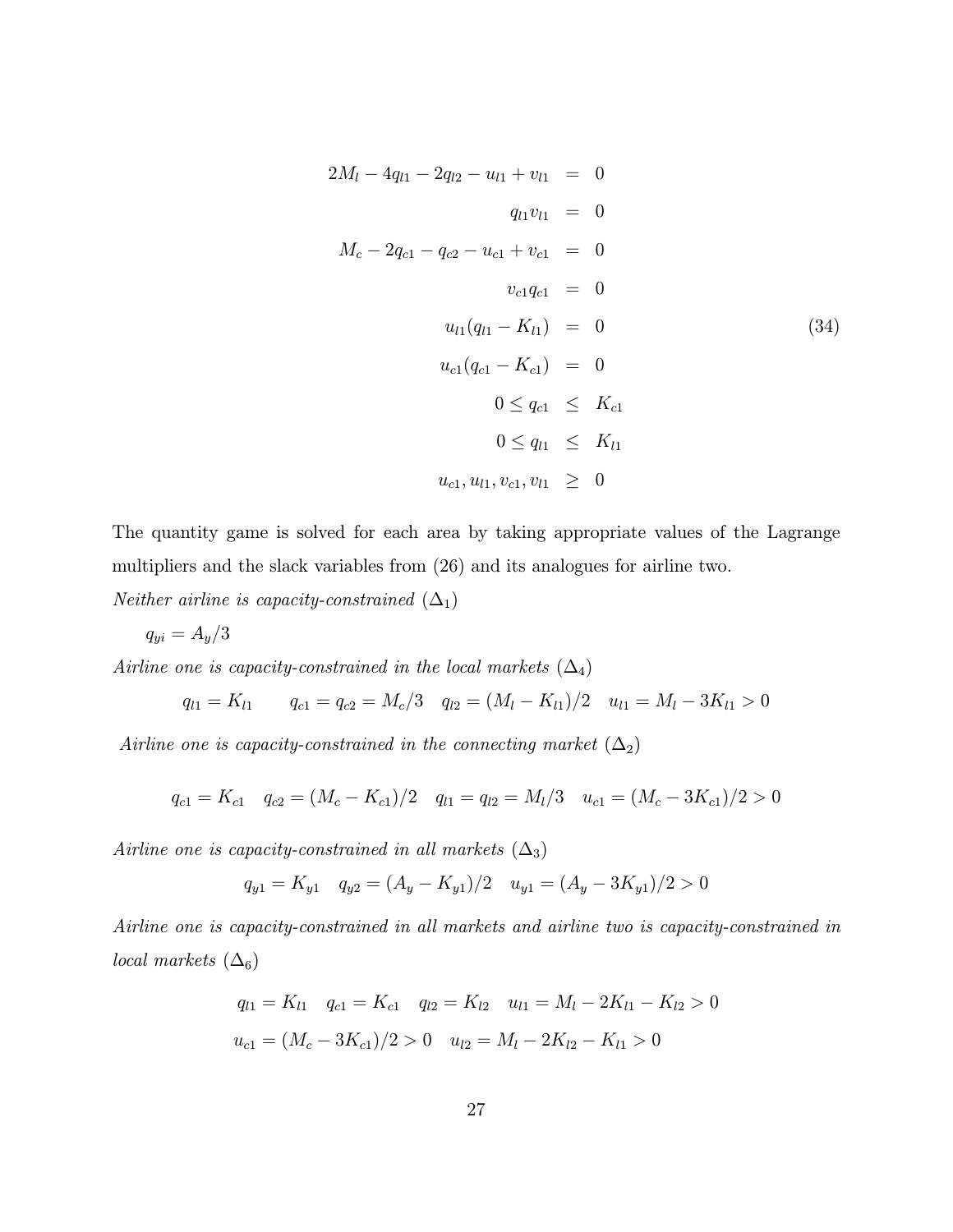$$
\begin{aligned}
2M_l - 4q_{l1} - 2q_{l2} - u_{l1} + v_{l1} &= 0 \\
q_{l1} v_{l1} &= 0 \\
M_c - 2q_{c1} - q_{c2} - u_{c1} + v_{c1} &= 0 \\
v_{c1} q_{c1} &= 0 \\
u_{l1}(q_{l1} - K_{l1}) &= 0 \\
u_{c1}(q_{c1} - K_{c1}) &= 0 \\
0 \leq q_{c1} &\leq K_{c1} \\
0 \leq q_{l1} &\leq K_{l1} \\
u_{c1}, u_{l1}, v_{c1}, v_{l1} &\geq 0
\end{aligned}
\tag{34}
$$

The quantity game is solved for each area by taking appropriate values of the Lagrange multipliers and the slack variables from (26) and its analogues for airline two.

*Neither airline is capacity-constrained* ($\Delta_1$)

$q_{yi} = A_y/3$

*Airline one is capacity-constrained in the local markets* ($\Delta_4$)

$$q_{l1} = K_{l1} \quad q_{c1} = q_{c2} = M_c/3 \quad q_{l2} = (M_l - K_{l1})/2 \quad u_{l1} = M_l - 3K_{l1} > 0$$

*Airline one is capacity-constrained in the connecting market* ($\Delta_2$)

$$q_{c1} = K_{c1} \quad q_{c2} = (M_c - K_{c1})/2 \quad q_{l1} = q_{l2} = M_l/3 \quad u_{c1} = (M_c - 3K_{c1})/2 > 0$$

*Airline one is capacity-constrained in all markets* ($\Delta_3$)

$$q_{y1} = K_{y1} \quad q_{y2} = (A_y - K_{y1})/2 \quad u_{y1} = (A_y - 3K_{y1})/2 > 0$$

*Airline one is capacity-constrained in all markets and airline two is capacity-constrained in local markets* ($\Delta_6$)

$$
\begin{aligned}
&q_{l1} = K_{l1} \quad q_{c1} = K_{c1} \quad q_{l2} = K_{l2} \quad u_{l1} = M_l - 2K_{l1} - K_{l2} > 0 \\
&u_{c1} = (M_c - 3K_{c1})/2 > 0 \quad u_{l2} = M_l - 2K_{l2} - K_{l1} > 0
\end{aligned}
$$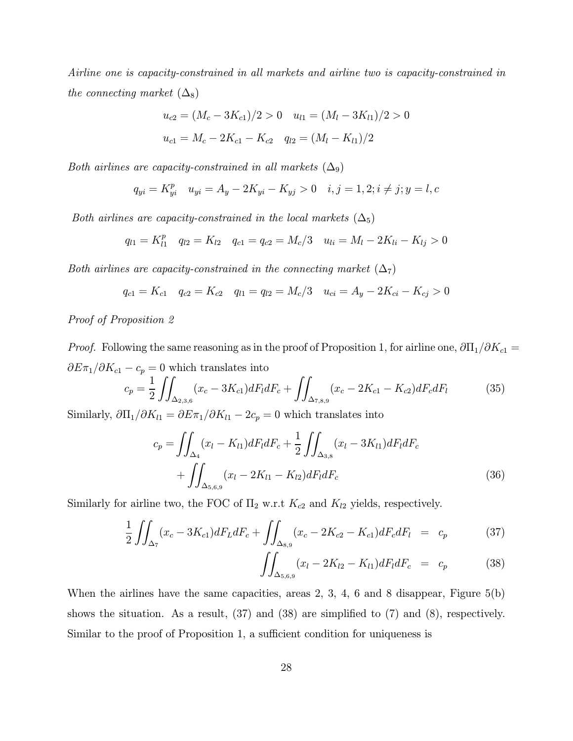*Airline one is capacity-constrained in all markets and airline two is capacity-constrained in the connecting market* ($\Delta_8$)

$$u_{c2} = (M_c - 3K_{c1})/2 > 0 \quad u_{l1} = (M_l - 3K_{l1})/2 > 0$$
$$u_{c1} = M_c - 2K_{c1} - K_{c2} \quad q_{l2} = (M_l - K_{l1})/2$$

*Both airlines are capacity-constrained in all markets* ($\Delta_9$)

$$q_{yi} = K_{yi}^p \quad u_{yi} = A_y - 2K_{yi} - K_{yj} > 0 \quad i, j = 1, 2; i \neq j; y = l, c$$

*Both airlines are capacity-constrained in the local markets* ($\Delta_5$)

$$q_{l1} = K_{l1}^p \quad q_{l2} = K_{l2} \quad q_{c1} = q_{c2} = M_c/3 \quad u_{li} = M_l - 2K_{li} - K_{lj} > 0$$

*Both airlines are capacity-constrained in the connecting market* ($\Delta_7$)

$$q_{c1} = K_{c1} \quad q_{c2} = K_{c2} \quad q_{l1} = q_{l2} = M_c/3 \quad u_{ci} = A_y - 2K_{ci} - K_{cj} > 0$$

*Proof of Proposition 2*

*Proof.* Following the same reasoning as in the proof of Proposition 1, for airline one, $\partial \Pi_1 / \partial K_{c1} = \partial E\pi_1 / \partial K_{c1} - c_p = 0$ which translates into

$$c_p = \frac{1}{2} \iint_{\Delta_{2,3,6}} (x_c - 3K_{c1}) dF_l dF_c + \iint_{\Delta_{7,8,9}} (x_c - 2K_{c1} - K_{c2}) dF_c dF_l \tag{35}$$

Similarly, $\partial \Pi_1 / \partial K_{l1} = \partial E\pi_1 / \partial K_{l1} - 2c_p = 0$ which translates into

$$\begin{aligned} c_p = & \iint_{\Delta_4} (x_l - K_{l1}) dF_l dF_c + \frac{1}{2} \iint_{\Delta_{3,8}} (x_l - 3K_{l1}) dF_l dF_c \\ & + \iint_{\Delta_{5,6,9}} (x_l - 2K_{l1} - K_{l2}) dF_l dF_c \end{aligned} \tag{36}$$

Similarly for airline two, the FOC of $\Pi_2$ w.r.t $K_{c2}$ and $K_{l2}$ yields, respectively.

$$\frac{1}{2} \iint_{\Delta_7} (x_c - 3K_{c1}) dF_L dF_c + \iint_{\Delta_{8,9}} (x_c - 2K_{c2} - K_{c1}) dF_c dF_l = c_p \tag{37}$$

$$\iint_{\Delta_{5,6,9}} (x_l - 2K_{l2} - K_{l1}) dF_l dF_c = c_p \tag{38}$$

When the airlines have the same capacities, areas 2, 3, 4, 6 and 8 disappear, Figure 5(b) shows the situation. As a result, (37) and (38) are simplified to (7) and (8), respectively. Similar to the proof of Proposition 1, a sufficient condition for uniqueness is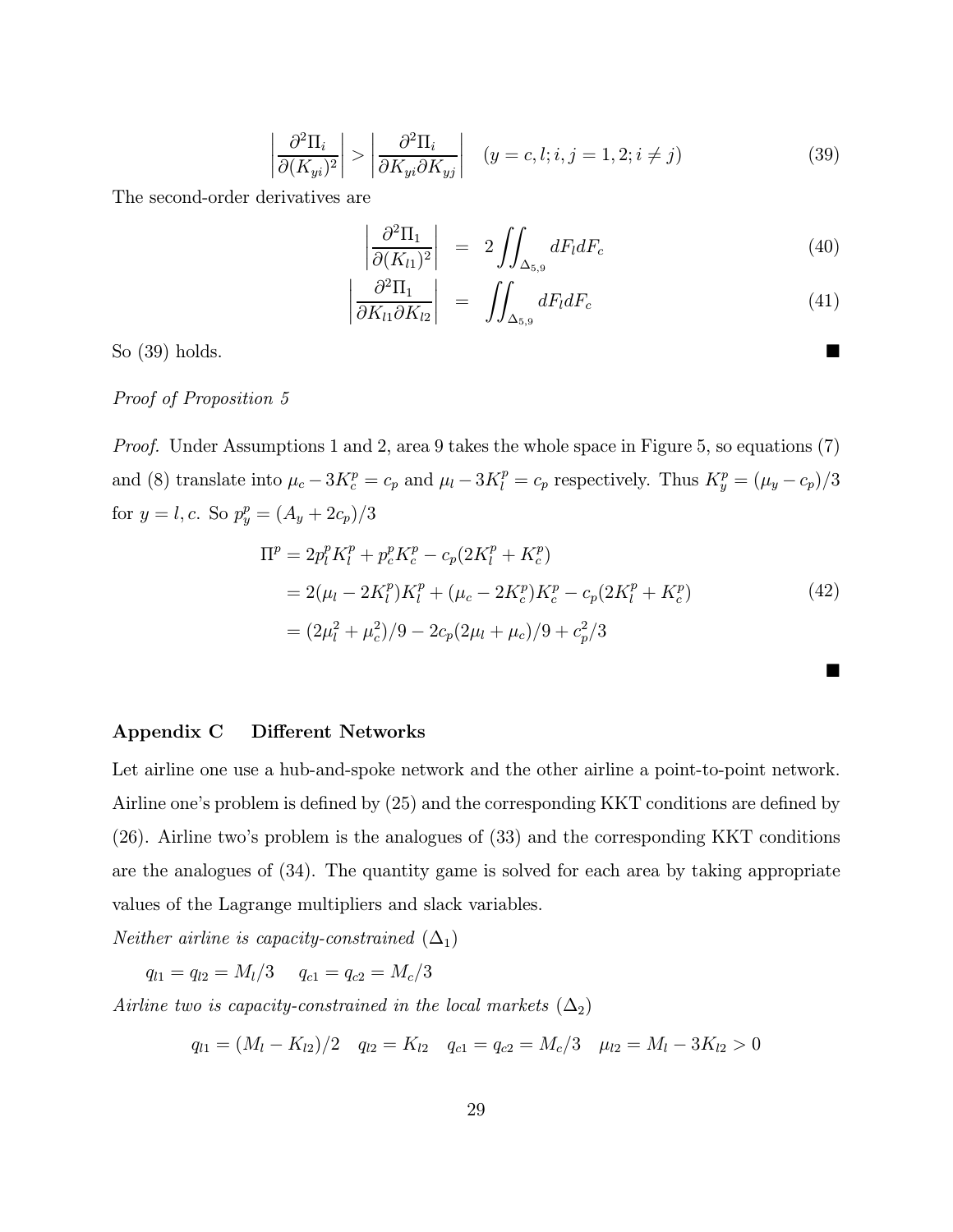$$\left|\frac{\partial^2 \Pi_i}{\partial (K_{yi})^2}\right| > \left|\frac{\partial^2 \Pi_i}{\partial K_{yi} \partial K_{yj}}\right| \quad (y = c, l; i, j = 1, 2; i \neq j) \tag{39}$$

The second-order derivatives are

$$\left|\frac{\partial^2 \Pi_1}{\partial (K_{l1})^2}\right| = 2 \iint_{\Delta_{5,9}} dF_l dF_c \tag{40}$$

$$\left|\frac{\partial^2 \Pi_1}{\partial K_{l1} \partial K_{l2}}\right| = \iint_{\Delta_{5,9}} dF_l dF_c \tag{41}$$

So (39) holds. ■

*Proof of Proposition 5*

*Proof.* Under Assumptions 1 and 2, area 9 takes the whole space in Figure 5, so equations (7) and (8) translate into $\mu_c - 3K_c^p = c_p$ and $\mu_l - 3K_l^p = c_p$ respectively. Thus $K_y^p = (\mu_y - c_p)/3$ for $y = l, c$. So $p_y^p = (A_y + 2c_p)/3$

$$\begin{aligned}
\Pi^p &= 2p_l^p K_l^p + p_c^p K_c^p - c_p(2K_l^p + K_c^p) \\
&= 2(\mu_l - 2K_l^p)K_l^p + (\mu_c - 2K_c^p)K_c^p - c_p(2K_l^p + K_c^p) \\
&= (2\mu_l^2 + \mu_c^2)/9 - 2c_p(2\mu_l + \mu_c)/9 + c_p^2/3
\end{aligned} \tag{42}$$

■

## Appendix C Different Networks

Let airline one use a hub-and-spoke network and the other airline a point-to-point network. Airline one's problem is defined by (25) and the corresponding KKT conditions are defined by (26). Airline two's problem is the analogues of (33) and the corresponding KKT conditions are the analogues of (34). The quantity game is solved for each area by taking appropriate values of the Lagrange multipliers and slack variables.

*Neither airline is capacity-constrained* ($\Delta_1$)

$$q_{l1} = q_{l2} = M_l/3 \quad q_{c1} = q_{c2} = M_c/3$$

*Airline two is capacity-constrained in the local markets* ($\Delta_2$)

$$q_{l1} = (M_l - K_{l2})/2 \quad q_{l2} = K_{l2} \quad q_{c1} = q_{c2} = M_c/3 \quad \mu_{l2} = M_l - 3K_{l2} > 0$$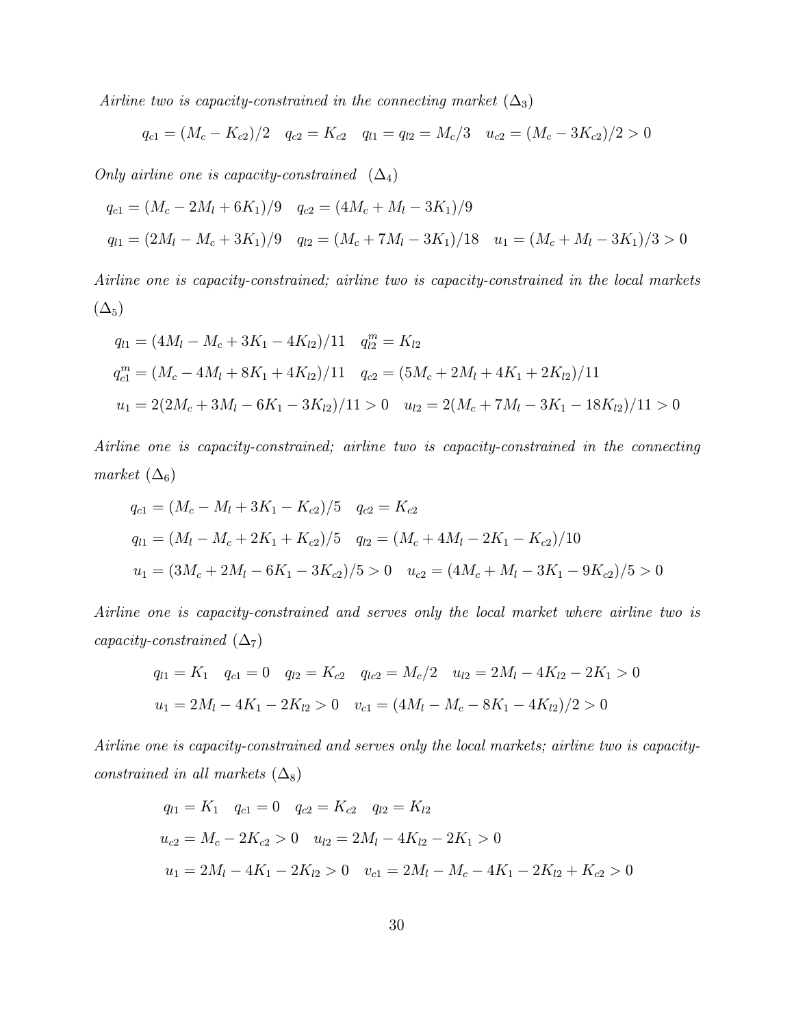*Airline two is capacity-constrained in the connecting market* $(\Delta_3)$

$$q_{c1} = (M_c - K_{c2})/2 \quad q_{c2} = K_{c2} \quad q_{l1} = q_{l2} = M_c/3 \quad u_{c2} = (M_c - 3K_{c2})/2 > 0$$

*Only airline one is capacity-constrained* $(\Delta_4)$

$$q_{c1} = (M_c - 2M_l + 6K_1)/9 \quad q_{c2} = (4M_c + M_l - 3K_1)/9$$

$$q_{l1} = (2M_l - M_c + 3K_1)/9 \quad q_{l2} = (M_c + 7M_l - 3K_1)/18 \quad u_1 = (M_c + M_l - 3K_1)/3 > 0$$

*Airline one is capacity-constrained; airline two is capacity-constrained in the local markets* $(\Delta_5)$

$$q_{l1} = (4M_l - M_c + 3K_1 - 4K_{l2})/11 \quad q_{l2}^m = K_{l2}$$

$$q_{c1}^m = (M_c - 4M_l + 8K_1 + 4K_{l2})/11 \quad q_{c2} = (5M_c + 2M_l + 4K_1 + 2K_{l2})/11$$

$$u_1 = 2(2M_c + 3M_l - 6K_1 - 3K_{l2})/11 > 0 \quad u_{l2} = 2(M_c + 7M_l - 3K_1 - 18K_{l2})/11 > 0$$

*Airline one is capacity-constrained; airline two is capacity-constrained in the connecting market* $(\Delta_6)$

$$q_{c1} = (M_c - M_l + 3K_1 - K_{c2})/5 \quad q_{c2} = K_{c2}$$

$$q_{l1} = (M_l - M_c + 2K_1 + K_{c2})/5 \quad q_{l2} = (M_c + 4M_l - 2K_1 - K_{c2})/10$$

$$u_1 = (3M_c + 2M_l - 6K_1 - 3K_{c2})/5 > 0 \quad u_{c2} = (4M_c + M_l - 3K_1 - 9K_{c2})/5 > 0$$

*Airline one is capacity-constrained and serves only the local market where airline two is capacity-constrained* $(\Delta_7)$

$$q_{l1} = K_1 \quad q_{c1} = 0 \quad q_{l2} = K_{c2} \quad q_{lc2} = M_c/2 \quad u_{l2} = 2M_l - 4K_{l2} - 2K_1 > 0$$

$$u_1 = 2M_l - 4K_1 - 2K_{l2} > 0 \quad v_{c1} = (4M_l - M_c - 8K_1 - 4K_{l2})/2 > 0$$

*Airline one is capacity-constrained and serves only the local markets; airline two is capacity-constrained in all markets* $(\Delta_8)$

$$q_{l1} = K_1 \quad q_{c1} = 0 \quad q_{c2} = K_{c2} \quad q_{l2} = K_{l2}$$

$$u_{c2} = M_c - 2K_{c2} > 0 \quad u_{l2} = 2M_l - 4K_{l2} - 2K_1 > 0$$

$$u_1 = 2M_l - 4K_1 - 2K_{l2} > 0 \quad v_{c1} = 2M_l - M_c - 4K_1 - 2K_{l2} + K_{c2} > 0$$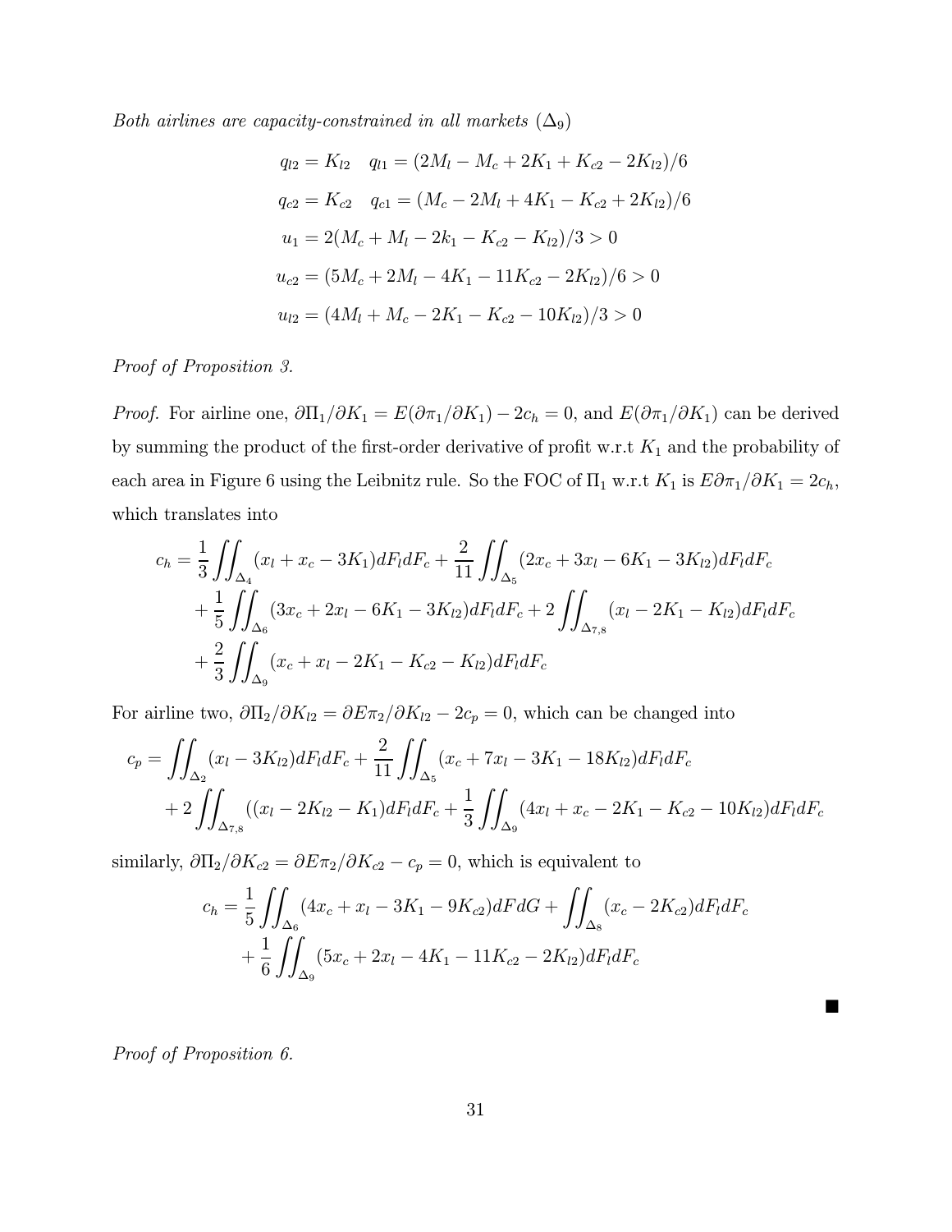*Both airlines are capacity-constrained in all markets* ($\Delta_9$)

$$
\begin{aligned}
q_{l2} &= K_{l2} \quad q_{l1} = (2M_l - M_c + 2K_1 + K_{c2} - 2K_{l2})/6 \\
q_{c2} &= K_{c2} \quad q_{c1} = (M_c - 2M_l + 4K_1 - K_{c2} + 2K_{l2})/6 \\
u_1 &= 2(M_c + M_l - 2k_1 - K_{c2} - K_{l2})/3 > 0 \\
u_{c2} &= (5M_c + 2M_l - 4K_1 - 11K_{c2} - 2K_{l2})/6 > 0 \\
u_{l2} &= (4M_l + M_c - 2K_1 - K_{c2} - 10K_{l2})/3 > 0
\end{aligned}
$$

*Proof of Proposition 3.*

*Proof.* For airline one, $\partial \Pi_1/\partial K_1 = E(\partial \pi_1/\partial K_1) - 2c_h = 0$, and $E(\partial \pi_1/\partial K_1)$ can be derived by summing the product of the first-order derivative of profit w.r.t $K_1$ and the probability of each area in Figure 6 using the Leibnitz rule. So the FOC of $\Pi_1$ w.r.t $K_1$ is $E\partial \pi_1/\partial K_1 = 2c_h$, which translates into

$$
\begin{aligned}
c_h = &\frac{1}{3}\iint_{\Delta_4}(x_l + x_c - 3K_1)dF_l dF_c + \frac{2}{11}\iint_{\Delta_5}(2x_c + 3x_l - 6K_1 - 3K_{l2})dF_l dF_c \\
&+ \frac{1}{5}\iint_{\Delta_6}(3x_c + 2x_l - 6K_1 - 3K_{l2})dF_l dF_c + 2\iint_{\Delta_{7,8}}(x_l - 2K_1 - K_{l2})dF_l dF_c \\
&+ \frac{2}{3}\iint_{\Delta_9}(x_c + x_l - 2K_1 - K_{c2} - K_{l2})dF_l dF_c
\end{aligned}
$$

For airline two, $\partial \Pi_2/\partial K_{l2} = \partial E\pi_2/\partial K_{l2} - 2c_p = 0$, which can be changed into

$$
\begin{aligned}
c_p = &\iint_{\Delta_2}(x_l - 3K_{l2})dF_l dF_c + \frac{2}{11}\iint_{\Delta_5}(x_c + 7x_l - 3K_1 - 18K_{l2})dF_l dF_c \\
&+ 2\iint_{\Delta_{7,8}}((x_l - 2K_{l2} - K_1)dF_l dF_c + \frac{1}{3}\iint_{\Delta_9}(4x_l + x_c - 2K_1 - K_{c2} - 10K_{l2})dF_l dF_c
\end{aligned}
$$

similarly, $\partial \Pi_2/\partial K_{c2} = \partial E\pi_2/\partial K_{c2} - c_p = 0$, which is equivalent to

$$
\begin{aligned}
c_h = &\frac{1}{5}\iint_{\Delta_6}(4x_c + x_l - 3K_1 - 9K_{c2})dFdG + \iint_{\Delta_8}(x_c - 2K_{c2})dF_l dF_c \\
&+ \frac{1}{6}\iint_{\Delta_9}(5x_c + 2x_l - 4K_1 - 11K_{c2} - 2K_{l2})dF_l dF_c
\end{aligned}
$$

■

*Proof of Proposition 6.*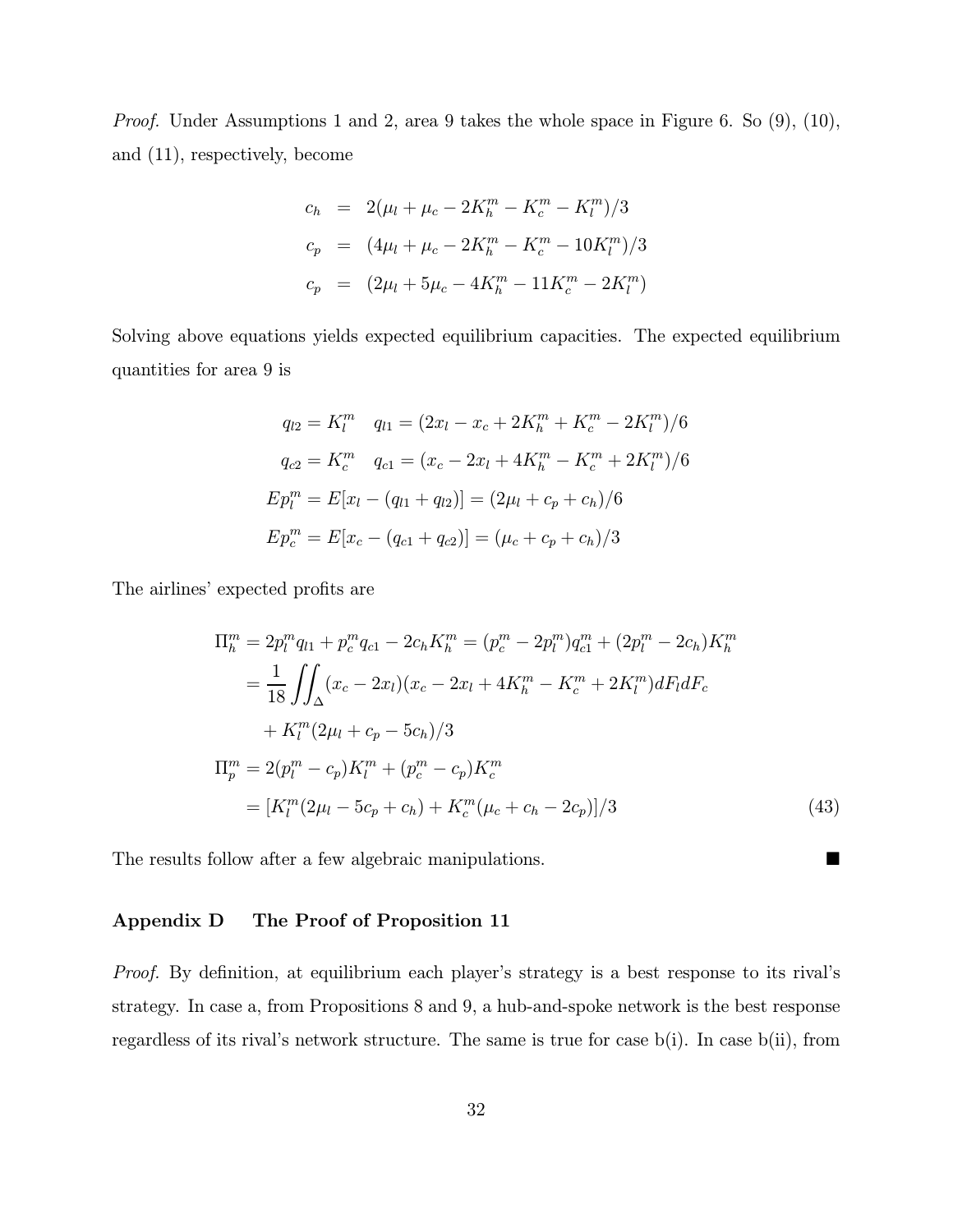*Proof.* Under Assumptions 1 and 2, area 9 takes the whole space in Figure 6. So (9), (10), and (11), respectively, become

$$
\begin{aligned}
c_h &= 2(\mu_l + \mu_c - 2K_h^m - K_c^m - K_l^m)/3 \\
c_p &= (4\mu_l + \mu_c - 2K_h^m - K_c^m - 10K_l^m)/3 \\
c_p &= (2\mu_l + 5\mu_c - 4K_h^m - 11K_c^m - 2K_l^m)
\end{aligned}
$$

Solving above equations yields expected equilibrium capacities. The expected equilibrium quantities for area 9 is

$$
\begin{aligned}
q_{l2} = K_l^m \quad q_{l1} &= (2x_l - x_c + 2K_h^m + K_c^m - 2K_l^m)/6 \\
q_{c2} = K_c^m \quad q_{c1} &= (x_c - 2x_l + 4K_h^m - K_c^m + 2K_l^m)/6 \\
Ep_l^m = E[x_l - (q_{l1} + q_{l2})] &= (2\mu_l + c_p + c_h)/6 \\
Ep_c^m = E[x_c - (q_{c1} + q_{c2})] &= (\mu_c + c_p + c_h)/3
\end{aligned}
$$

The airlines' expected profits are

$$
\begin{aligned}
\Pi_h^m &= 2p_l^m q_{l1} + p_c^m q_{c1} - 2c_h K_h^m = (p_c^m - 2p_l^m)q_{c1}^m + (2p_l^m - 2c_h)K_h^m \\
&= \frac{1}{18}\iint_\Delta (x_c - 2x_l)(x_c - 2x_l + 4K_h^m - K_c^m + 2K_l^m)dF_l dF_c \\
&\quad + K_l^m(2\mu_l + c_p - 5c_h)/3 \\
\Pi_p^m &= 2(p_l^m - c_p)K_l^m + (p_c^m - c_p)K_c^m \\
&= [K_l^m(2\mu_l - 5c_p + c_h) + K_c^m(\mu_c + c_h - 2c_p)]/3 \qquad (43)
\end{aligned}
$$

The results follow after a few algebraic manipulations. ■

## Appendix D The Proof of Proposition 11

*Proof.* By definition, at equilibrium each player's strategy is a best response to its rival's strategy. In case a, from Propositions 8 and 9, a hub-and-spoke network is the best response regardless of its rival's network structure. The same is true for case b(i). In case b(ii), from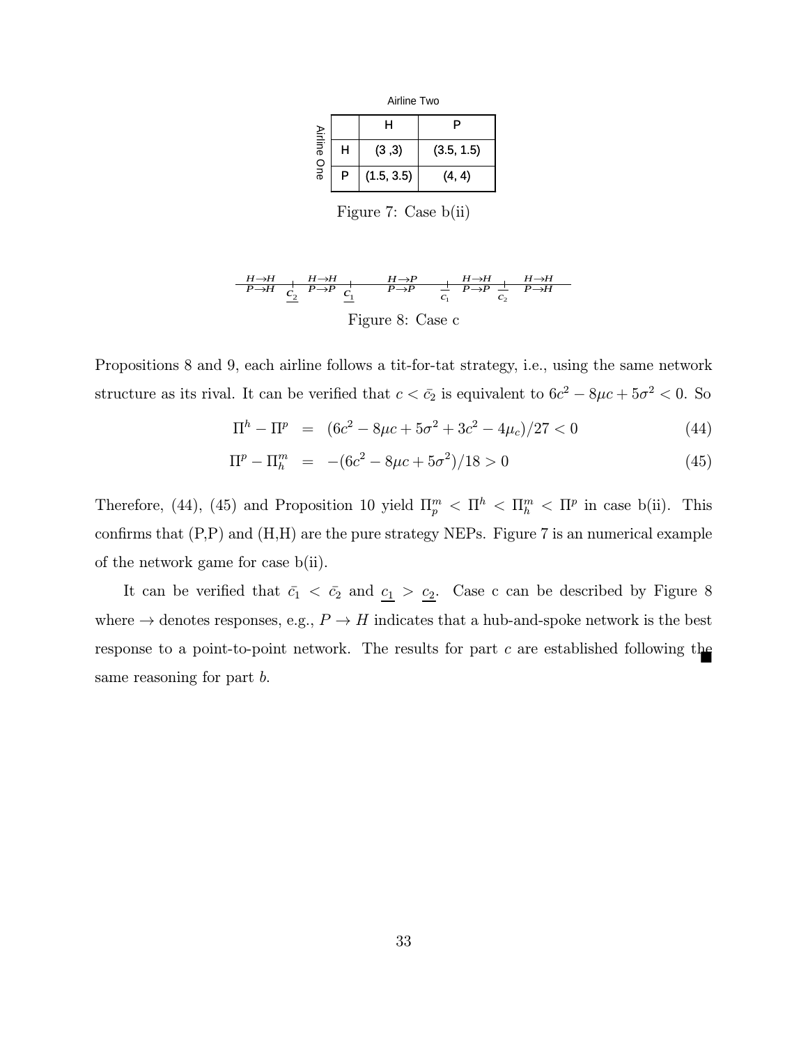Airline Two

| Airline One | H | P |
|---|---|---|
| H | (3 ,3) | (3.5, 1.5) |
| P | (1.5, 3.5) | (4, 4) |

Figure 7: Case b(ii)

$\frac{H\to H}{P\to H}$ $\underline{c}_2$ $\frac{H\to H}{P\to P}$ $\underline{c}_1$ $\frac{H\to P}{P\to P}$ $\bar{c}_1$ $\frac{H\to H}{P\to P}$ $\bar{c}_2$ $\frac{H\to H}{P\to H}$

Figure 8: Case c

Propositions 8 and 9, each airline follows a tit-for-tat strategy, i.e., using the same network structure as its rival. It can be verified that $c < \bar{c}_2$ is equivalent to $6c^2 - 8\mu c + 5\sigma^2 < 0$. So

$$\Pi^h - \Pi^p = (6c^2 - 8\mu c + 5\sigma^2 + 3c^2 - 4\mu_c)/27 < 0 \tag{44}$$

$$\Pi^p - \Pi^m_h = -(6c^2 - 8\mu c + 5\sigma^2)/18 > 0 \tag{45}$$

Therefore, (44), (45) and Proposition 10 yield $\Pi^m_p < \Pi^h < \Pi^m_h < \Pi^p$ in case b(ii). This confirms that (P,P) and (H,H) are the pure strategy NEPs. Figure 7 is an numerical example of the network game for case b(ii).

It can be verified that $\bar{c}_1 < \bar{c}_2$ and $\underline{c}_1 > \underline{c}_2$. Case c can be described by Figure 8 where $\to$ denotes responses, e.g., $P \to H$ indicates that a hub-and-spoke network is the best response to a point-to-point network. The results for part *c* are established following the same reasoning for part *b*. ∎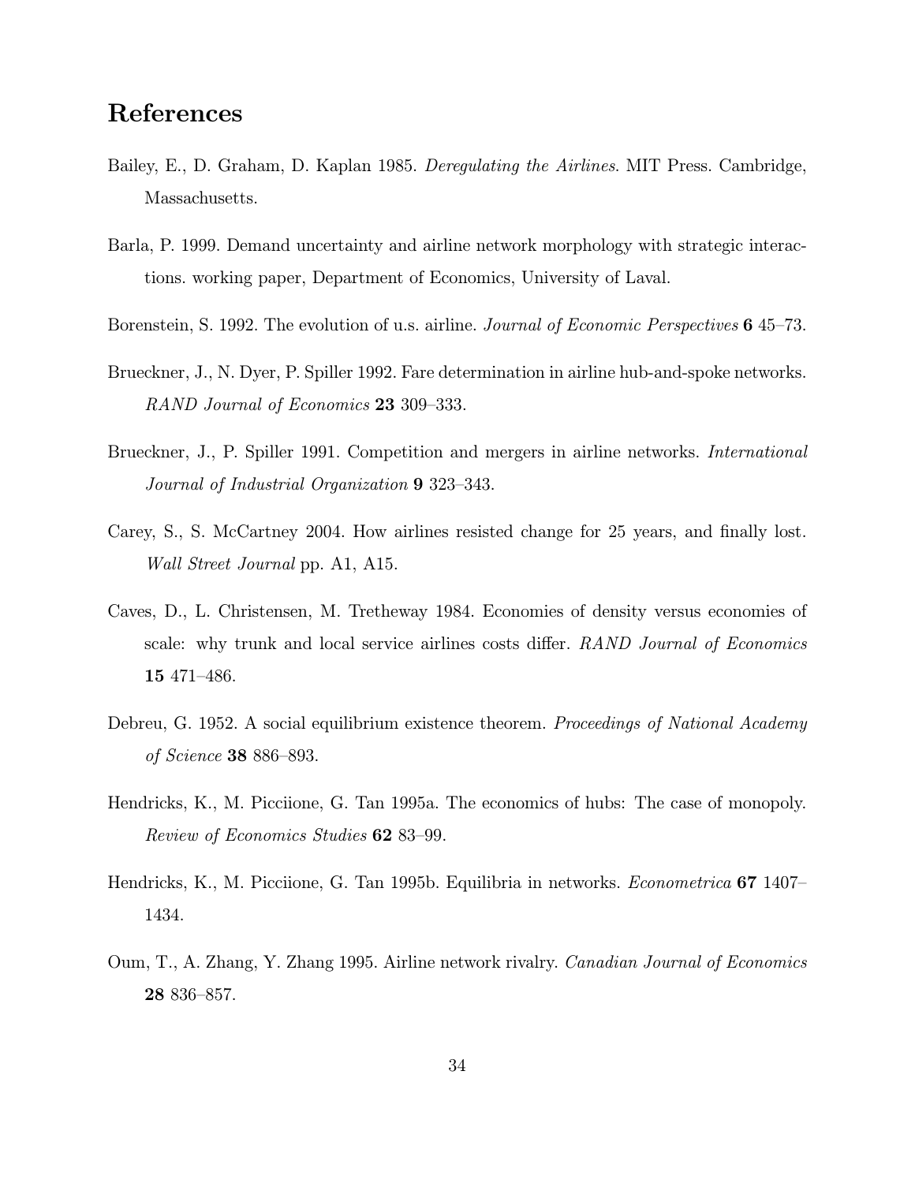# References

Bailey, E., D. Graham, D. Kaplan 1985. *Deregulating the Airlines*. MIT Press. Cambridge, Massachusetts.

Barla, P. 1999. Demand uncertainty and airline network morphology with strategic interactions. working paper, Department of Economics, University of Laval.

Borenstein, S. 1992. The evolution of u.s. airline. *Journal of Economic Perspectives* **6** 45–73.

Brueckner, J., N. Dyer, P. Spiller 1992. Fare determination in airline hub-and-spoke networks. *RAND Journal of Economics* **23** 309–333.

Brueckner, J., P. Spiller 1991. Competition and mergers in airline networks. *International Journal of Industrial Organization* **9** 323–343.

Carey, S., S. McCartney 2004. How airlines resisted change for 25 years, and finally lost. *Wall Street Journal* pp. A1, A15.

Caves, D., L. Christensen, M. Tretheway 1984. Economies of density versus economies of scale: why trunk and local service airlines costs differ. *RAND Journal of Economics* **15** 471–486.

Debreu, G. 1952. A social equilibrium existence theorem. *Proceedings of National Academy of Science* **38** 886–893.

Hendricks, K., M. Picciione, G. Tan 1995a. The economics of hubs: The case of monopoly. *Review of Economics Studies* **62** 83–99.

Hendricks, K., M. Picciione, G. Tan 1995b. Equilibria in networks. *Econometrica* **67** 1407–1434.

Oum, T., A. Zhang, Y. Zhang 1995. Airline network rivalry. *Canadian Journal of Economics* **28** 836–857.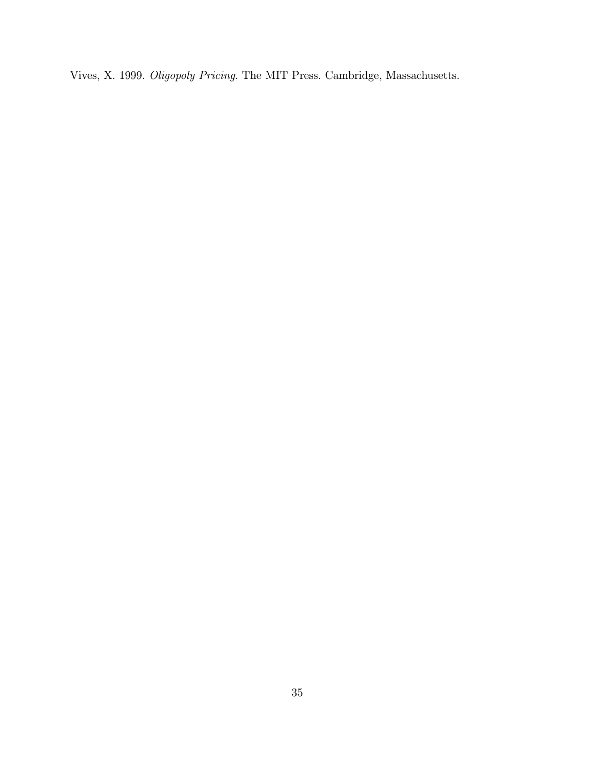Vives, X. 1999. *Oligopoly Pricing*. The MIT Press. Cambridge, Massachusetts.